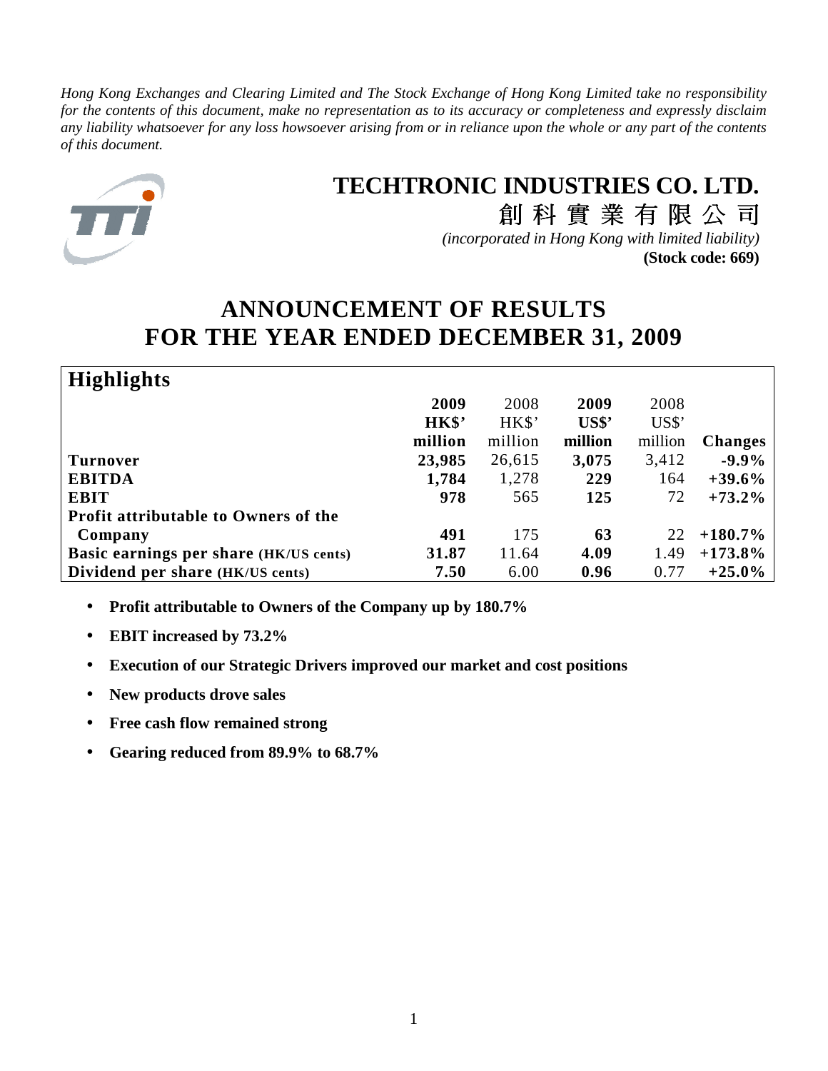*Hong Kong Exchanges and Clearing Limited and The Stock Exchange of Hong Kong Limited take no responsibility for the contents of this document, make no representation as to its accuracy or completeness and expressly disclaim any liability whatsoever for any loss howsoever arising from or in reliance upon the whole or any part of the contents of this document.*

# TECHTRONIC INDUSTRIES CO. LTD.

# 創 科 實 業 有 限 公 司

*(incorporated in Hong Kong with limited liability)*

**(Stock code: 669)**

# ANNOUNCEMENT OF RESULTS FOR THE YEAR ENDED DECEMBER 31, 2009

## Highlights

| | **2009 HK$' million** | 2008 HK$' million | **2009 US$' million** | 2008 US$' million | **Changes** |
|---|---|---|---|---|---|
| **Turnover** | **23,985** | 26,615 | **3,075** | 3,412 | **-9.9%** |
| **EBITDA** | **1,784** | 1,278 | **229** | 164 | **+39.6%** |
| **EBIT** | **978** | 565 | **125** | 72 | **+73.2%** |
| **Profit attributable to Owners of the Company** | **491** | 175 | **63** | 22 | **+180.7%** |
| **Basic earnings per share (HK/US cents)** | **31.87** | 11.64 | **4.09** | 1.49 | **+173.8%** |
| **Dividend per share (HK/US cents)** | **7.50** | 6.00 | **0.96** | 0.77 | **+25.0%** |

- **Profit attributable to Owners of the Company up by 180.7%**
- **EBIT increased by 73.2%**
- **Execution of our Strategic Drivers improved our market and cost positions**
- **New products drove sales**
- **Free cash flow remained strong**
- **Gearing reduced from 89.9% to 68.7%**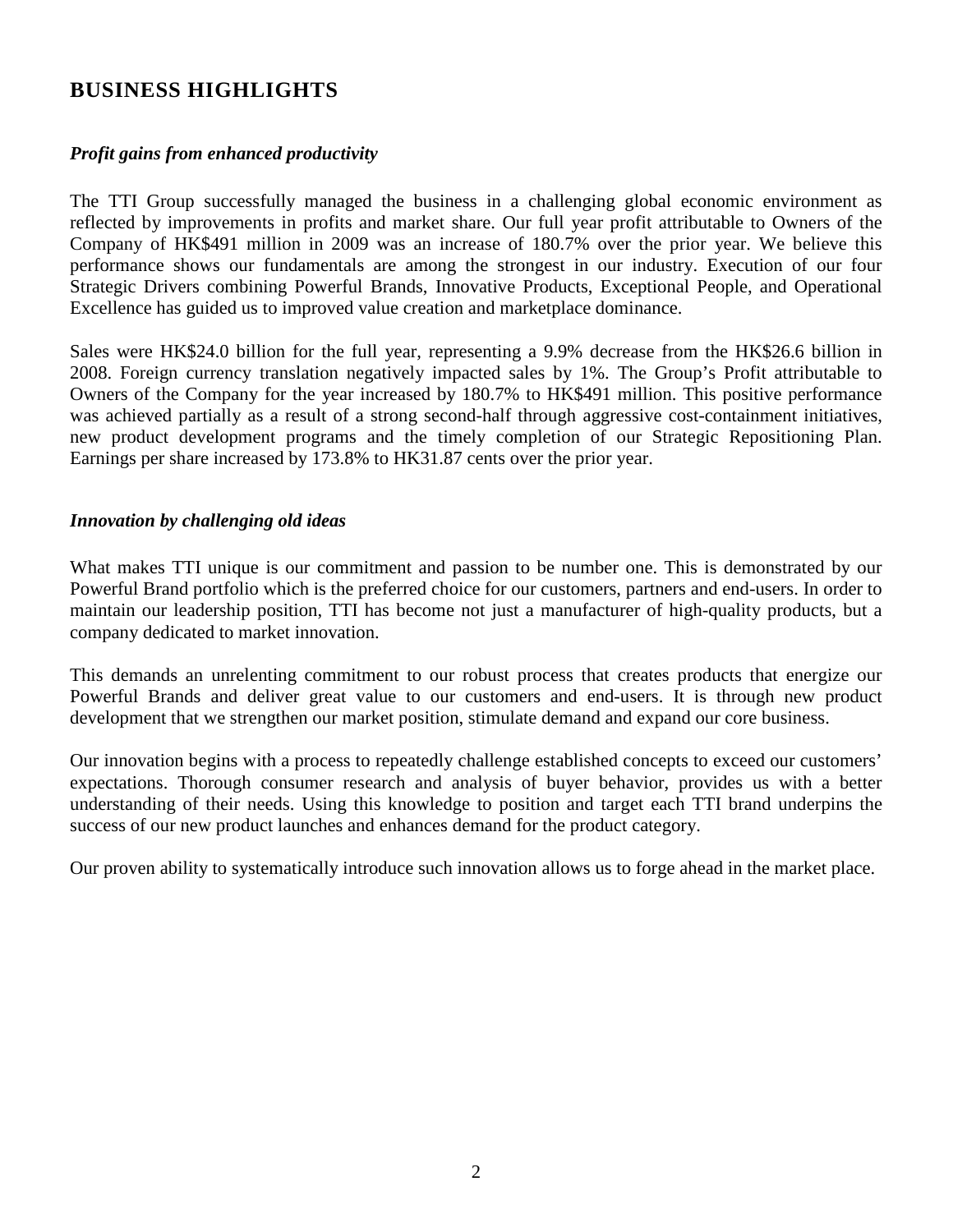## BUSINESS HIGHLIGHTS

### *Profit gains from enhanced productivity*

The TTI Group successfully managed the business in a challenging global economic environment as reflected by improvements in profits and market share. Our full year profit attributable to Owners of the Company of HK$491 million in 2009 was an increase of 180.7% over the prior year. We believe this performance shows our fundamentals are among the strongest in our industry. Execution of our four Strategic Drivers combining Powerful Brands, Innovative Products, Exceptional People, and Operational Excellence has guided us to improved value creation and marketplace dominance.

Sales were HK$24.0 billion for the full year, representing a 9.9% decrease from the HK$26.6 billion in 2008. Foreign currency translation negatively impacted sales by 1%. The Group's Profit attributable to Owners of the Company for the year increased by 180.7% to HK$491 million. This positive performance was achieved partially as a result of a strong second-half through aggressive cost-containment initiatives, new product development programs and the timely completion of our Strategic Repositioning Plan. Earnings per share increased by 173.8% to HK31.87 cents over the prior year.

### *Innovation by challenging old ideas*

What makes TTI unique is our commitment and passion to be number one. This is demonstrated by our Powerful Brand portfolio which is the preferred choice for our customers, partners and end-users. In order to maintain our leadership position, TTI has become not just a manufacturer of high-quality products, but a company dedicated to market innovation.

This demands an unrelenting commitment to our robust process that creates products that energize our Powerful Brands and deliver great value to our customers and end-users. It is through new product development that we strengthen our market position, stimulate demand and expand our core business.

Our innovation begins with a process to repeatedly challenge established concepts to exceed our customers' expectations. Thorough consumer research and analysis of buyer behavior, provides us with a better understanding of their needs. Using this knowledge to position and target each TTI brand underpins the success of our new product launches and enhances demand for the product category.

Our proven ability to systematically introduce such innovation allows us to forge ahead in the market place.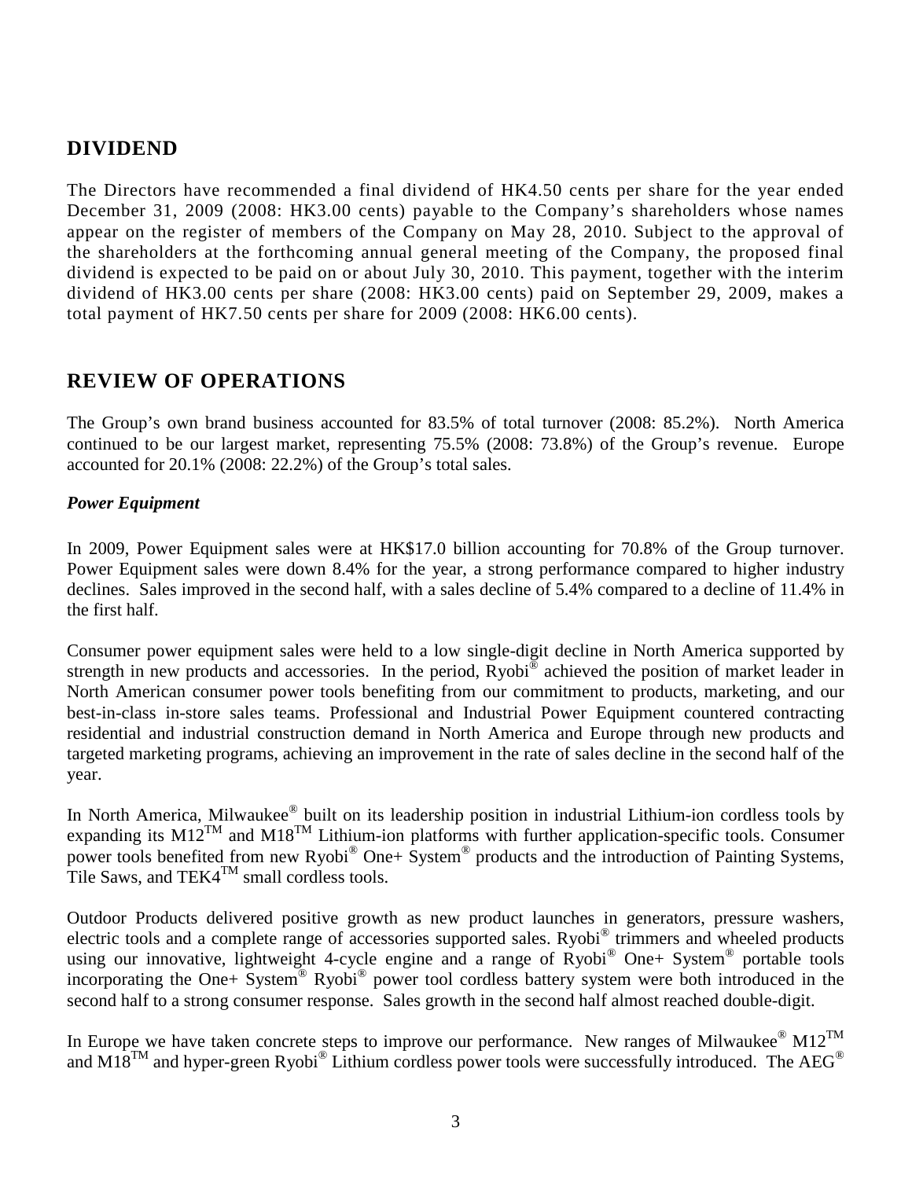## DIVIDEND

The Directors have recommended a final dividend of HK4.50 cents per share for the year ended December 31, 2009 (2008: HK3.00 cents) payable to the Company's shareholders whose names appear on the register of members of the Company on May 28, 2010. Subject to the approval of the shareholders at the forthcoming annual general meeting of the Company, the proposed final dividend is expected to be paid on or about July 30, 2010. This payment, together with the interim dividend of HK3.00 cents per share (2008: HK3.00 cents) paid on September 29, 2009, makes a total payment of HK7.50 cents per share for 2009 (2008: HK6.00 cents).

## REVIEW OF OPERATIONS

The Group's own brand business accounted for 83.5% of total turnover (2008: 85.2%). North America continued to be our largest market, representing 75.5% (2008: 73.8%) of the Group's revenue. Europe accounted for 20.1% (2008: 22.2%) of the Group's total sales.

***Power Equipment***

In 2009, Power Equipment sales were at HK$17.0 billion accounting for 70.8% of the Group turnover. Power Equipment sales were down 8.4% for the year, a strong performance compared to higher industry declines. Sales improved in the second half, with a sales decline of 5.4% compared to a decline of 11.4% in the first half.

Consumer power equipment sales were held to a low single-digit decline in North America supported by strength in new products and accessories. In the period, Ryobi® achieved the position of market leader in North American consumer power tools benefiting from our commitment to products, marketing, and our best-in-class in-store sales teams. Professional and Industrial Power Equipment countered contracting residential and industrial construction demand in North America and Europe through new products and targeted marketing programs, achieving an improvement in the rate of sales decline in the second half of the year.

In North America, Milwaukee® built on its leadership position in industrial Lithium-ion cordless tools by expanding its M12™ and M18™ Lithium-ion platforms with further application-specific tools. Consumer power tools benefited from new Ryobi® One+ System® products and the introduction of Painting Systems, Tile Saws, and TEK4™ small cordless tools.

Outdoor Products delivered positive growth as new product launches in generators, pressure washers, electric tools and a complete range of accessories supported sales. Ryobi® trimmers and wheeled products using our innovative, lightweight 4-cycle engine and a range of Ryobi® One+ System® portable tools incorporating the One+ System® Ryobi® power tool cordless battery system were both introduced in the second half to a strong consumer response. Sales growth in the second half almost reached double-digit.

In Europe we have taken concrete steps to improve our performance. New ranges of Milwaukee® M12™ and M18™ and hyper-green Ryobi® Lithium cordless power tools were successfully introduced. The AEG®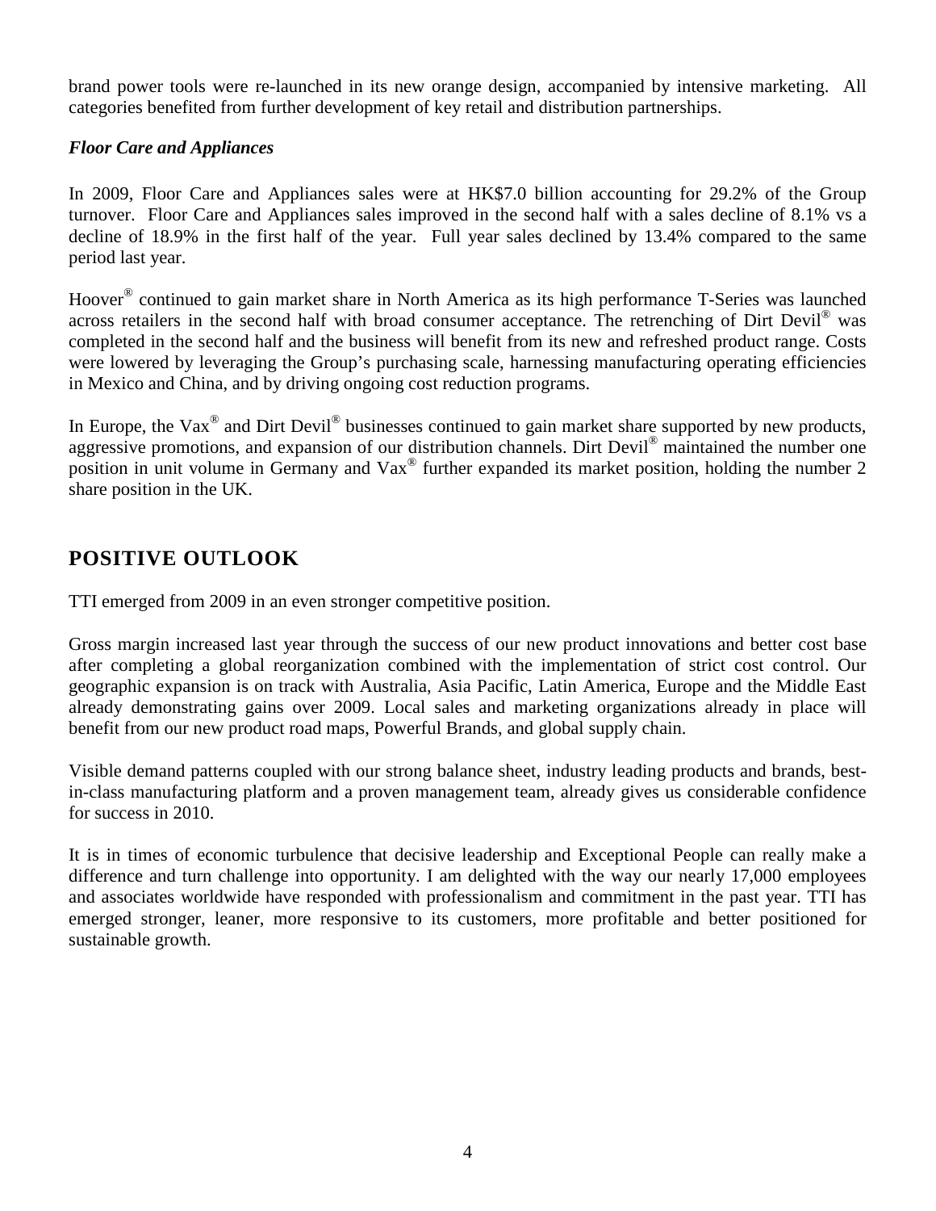brand power tools were re-launched in its new orange design, accompanied by intensive marketing. All categories benefited from further development of key retail and distribution partnerships.

### *Floor Care and Appliances*

In 2009, Floor Care and Appliances sales were at HK$7.0 billion accounting for 29.2% of the Group turnover. Floor Care and Appliances sales improved in the second half with a sales decline of 8.1% vs a decline of 18.9% in the first half of the year. Full year sales declined by 13.4% compared to the same period last year.

Hoover® continued to gain market share in North America as its high performance T-Series was launched across retailers in the second half with broad consumer acceptance. The retrenching of Dirt Devil® was completed in the second half and the business will benefit from its new and refreshed product range. Costs were lowered by leveraging the Group's purchasing scale, harnessing manufacturing operating efficiencies in Mexico and China, and by driving ongoing cost reduction programs.

In Europe, the Vax® and Dirt Devil® businesses continued to gain market share supported by new products, aggressive promotions, and expansion of our distribution channels. Dirt Devil® maintained the number one position in unit volume in Germany and Vax® further expanded its market position, holding the number 2 share position in the UK.

## POSITIVE OUTLOOK

TTI emerged from 2009 in an even stronger competitive position.

Gross margin increased last year through the success of our new product innovations and better cost base after completing a global reorganization combined with the implementation of strict cost control. Our geographic expansion is on track with Australia, Asia Pacific, Latin America, Europe and the Middle East already demonstrating gains over 2009. Local sales and marketing organizations already in place will benefit from our new product road maps, Powerful Brands, and global supply chain.

Visible demand patterns coupled with our strong balance sheet, industry leading products and brands, best-in-class manufacturing platform and a proven management team, already gives us considerable confidence for success in 2010.

It is in times of economic turbulence that decisive leadership and Exceptional People can really make a difference and turn challenge into opportunity. I am delighted with the way our nearly 17,000 employees and associates worldwide have responded with professionalism and commitment in the past year. TTI has emerged stronger, leaner, more responsive to its customers, more profitable and better positioned for sustainable growth.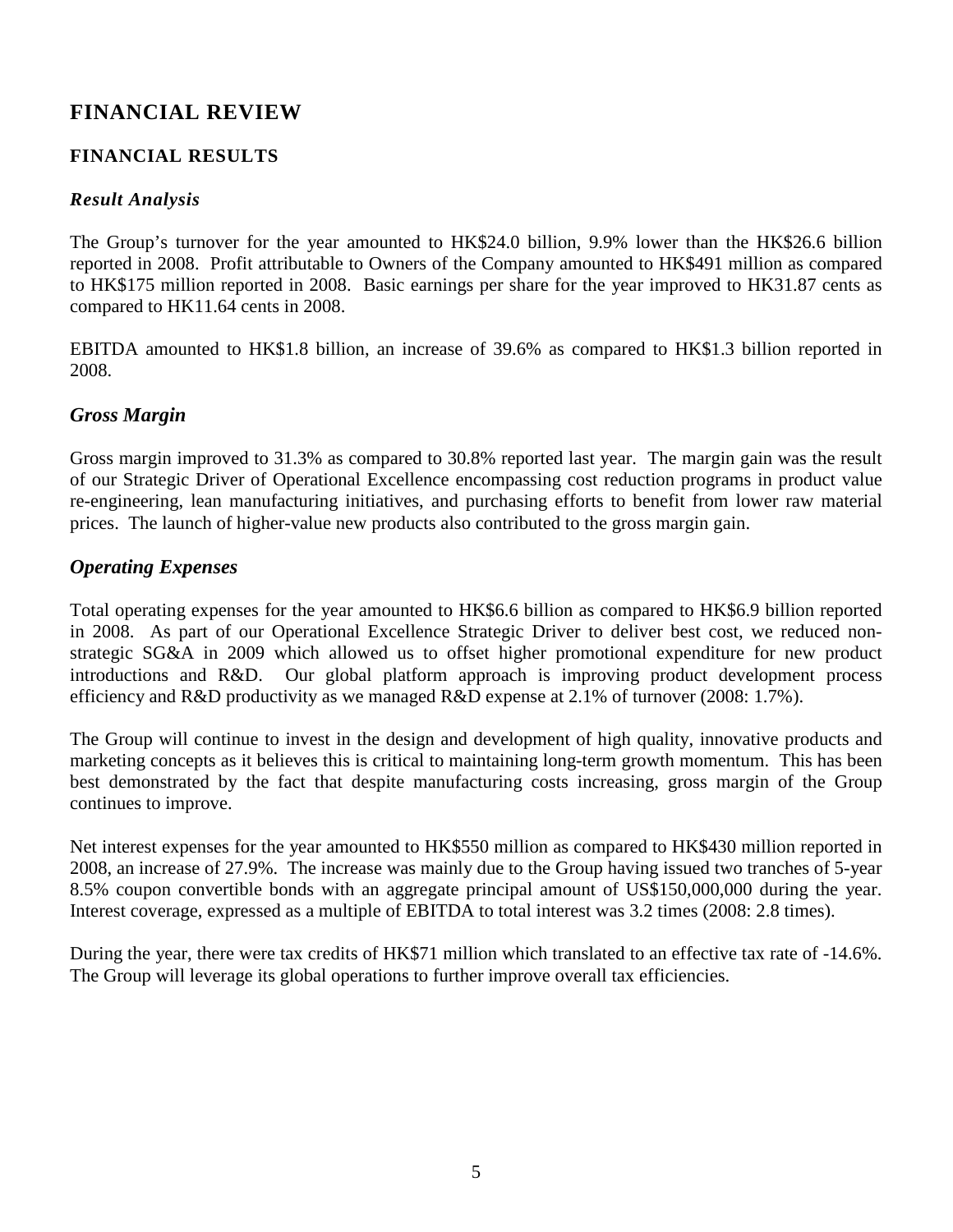# FINANCIAL REVIEW

## FINANCIAL RESULTS

### *Result Analysis*

The Group's turnover for the year amounted to HK$24.0 billion, 9.9% lower than the HK$26.6 billion reported in 2008. Profit attributable to Owners of the Company amounted to HK$491 million as compared to HK$175 million reported in 2008. Basic earnings per share for the year improved to HK31.87 cents as compared to HK11.64 cents in 2008.

EBITDA amounted to HK$1.8 billion, an increase of 39.6% as compared to HK$1.3 billion reported in 2008.

### *Gross Margin*

Gross margin improved to 31.3% as compared to 30.8% reported last year. The margin gain was the result of our Strategic Driver of Operational Excellence encompassing cost reduction programs in product value re-engineering, lean manufacturing initiatives, and purchasing efforts to benefit from lower raw material prices. The launch of higher-value new products also contributed to the gross margin gain.

### *Operating Expenses*

Total operating expenses for the year amounted to HK$6.6 billion as compared to HK$6.9 billion reported in 2008. As part of our Operational Excellence Strategic Driver to deliver best cost, we reduced non-strategic SG&A in 2009 which allowed us to offset higher promotional expenditure for new product introductions and R&D. Our global platform approach is improving product development process efficiency and R&D productivity as we managed R&D expense at 2.1% of turnover (2008: 1.7%).

The Group will continue to invest in the design and development of high quality, innovative products and marketing concepts as it believes this is critical to maintaining long-term growth momentum. This has been best demonstrated by the fact that despite manufacturing costs increasing, gross margin of the Group continues to improve.

Net interest expenses for the year amounted to HK$550 million as compared to HK$430 million reported in 2008, an increase of 27.9%. The increase was mainly due to the Group having issued two tranches of 5-year 8.5% coupon convertible bonds with an aggregate principal amount of US$150,000,000 during the year. Interest coverage, expressed as a multiple of EBITDA to total interest was 3.2 times (2008: 2.8 times).

During the year, there were tax credits of HK$71 million which translated to an effective tax rate of -14.6%. The Group will leverage its global operations to further improve overall tax efficiencies.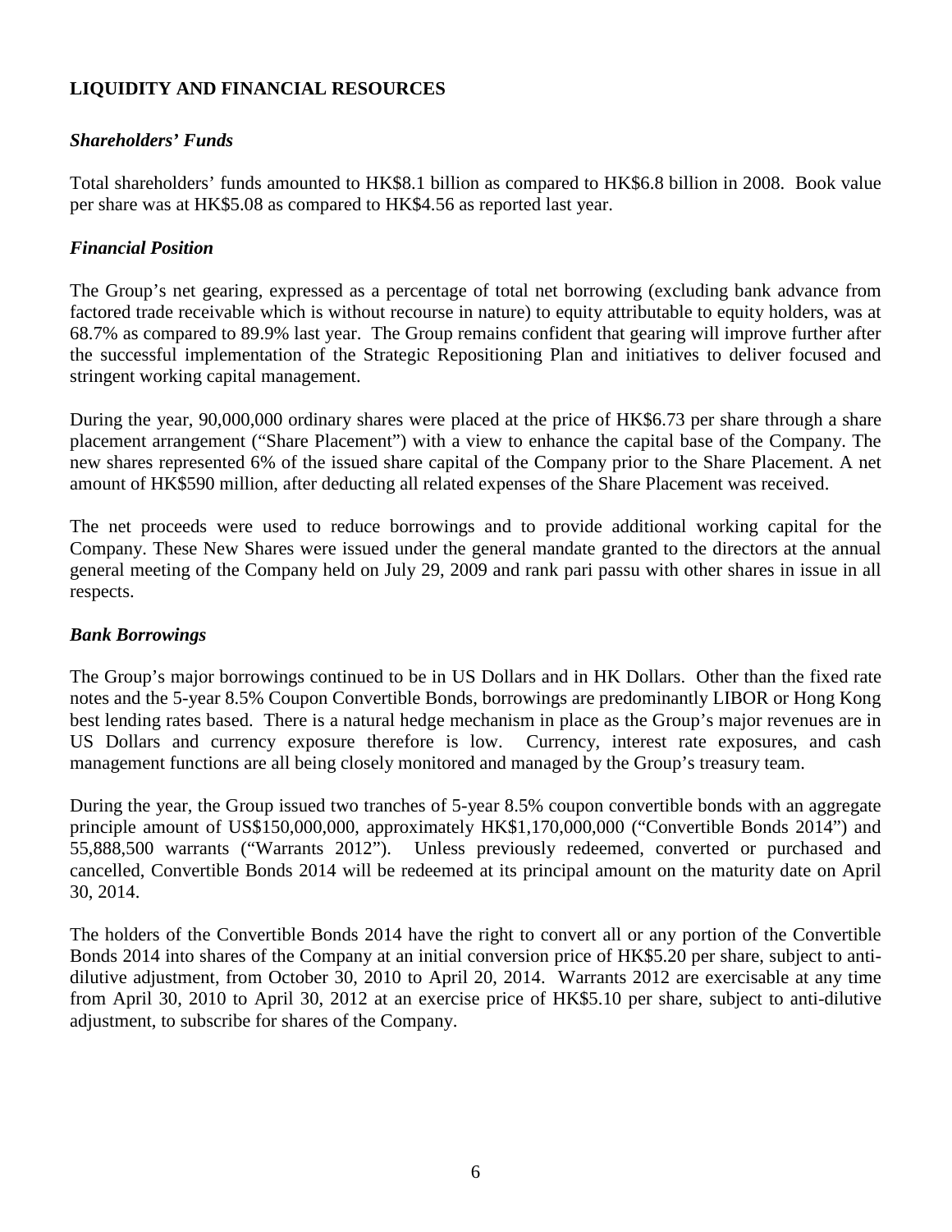## LIQUIDITY AND FINANCIAL RESOURCES

### *Shareholders' Funds*

Total shareholders' funds amounted to HK$8.1 billion as compared to HK$6.8 billion in 2008. Book value per share was at HK$5.08 as compared to HK$4.56 as reported last year.

### *Financial Position*

The Group's net gearing, expressed as a percentage of total net borrowing (excluding bank advance from factored trade receivable which is without recourse in nature) to equity attributable to equity holders, was at 68.7% as compared to 89.9% last year. The Group remains confident that gearing will improve further after the successful implementation of the Strategic Repositioning Plan and initiatives to deliver focused and stringent working capital management.

During the year, 90,000,000 ordinary shares were placed at the price of HK$6.73 per share through a share placement arrangement ("Share Placement") with a view to enhance the capital base of the Company. The new shares represented 6% of the issued share capital of the Company prior to the Share Placement. A net amount of HK$590 million, after deducting all related expenses of the Share Placement was received.

The net proceeds were used to reduce borrowings and to provide additional working capital for the Company. These New Shares were issued under the general mandate granted to the directors at the annual general meeting of the Company held on July 29, 2009 and rank pari passu with other shares in issue in all respects.

### *Bank Borrowings*

The Group's major borrowings continued to be in US Dollars and in HK Dollars. Other than the fixed rate notes and the 5-year 8.5% Coupon Convertible Bonds, borrowings are predominantly LIBOR or Hong Kong best lending rates based. There is a natural hedge mechanism in place as the Group's major revenues are in US Dollars and currency exposure therefore is low. Currency, interest rate exposures, and cash management functions are all being closely monitored and managed by the Group's treasury team.

During the year, the Group issued two tranches of 5-year 8.5% coupon convertible bonds with an aggregate principle amount of US$150,000,000, approximately HK$1,170,000,000 ("Convertible Bonds 2014") and 55,888,500 warrants ("Warrants 2012"). Unless previously redeemed, converted or purchased and cancelled, Convertible Bonds 2014 will be redeemed at its principal amount on the maturity date on April 30, 2014.

The holders of the Convertible Bonds 2014 have the right to convert all or any portion of the Convertible Bonds 2014 into shares of the Company at an initial conversion price of HK$5.20 per share, subject to anti-dilutive adjustment, from October 30, 2010 to April 20, 2014. Warrants 2012 are exercisable at any time from April 30, 2010 to April 30, 2012 at an exercise price of HK$5.10 per share, subject to anti-dilutive adjustment, to subscribe for shares of the Company.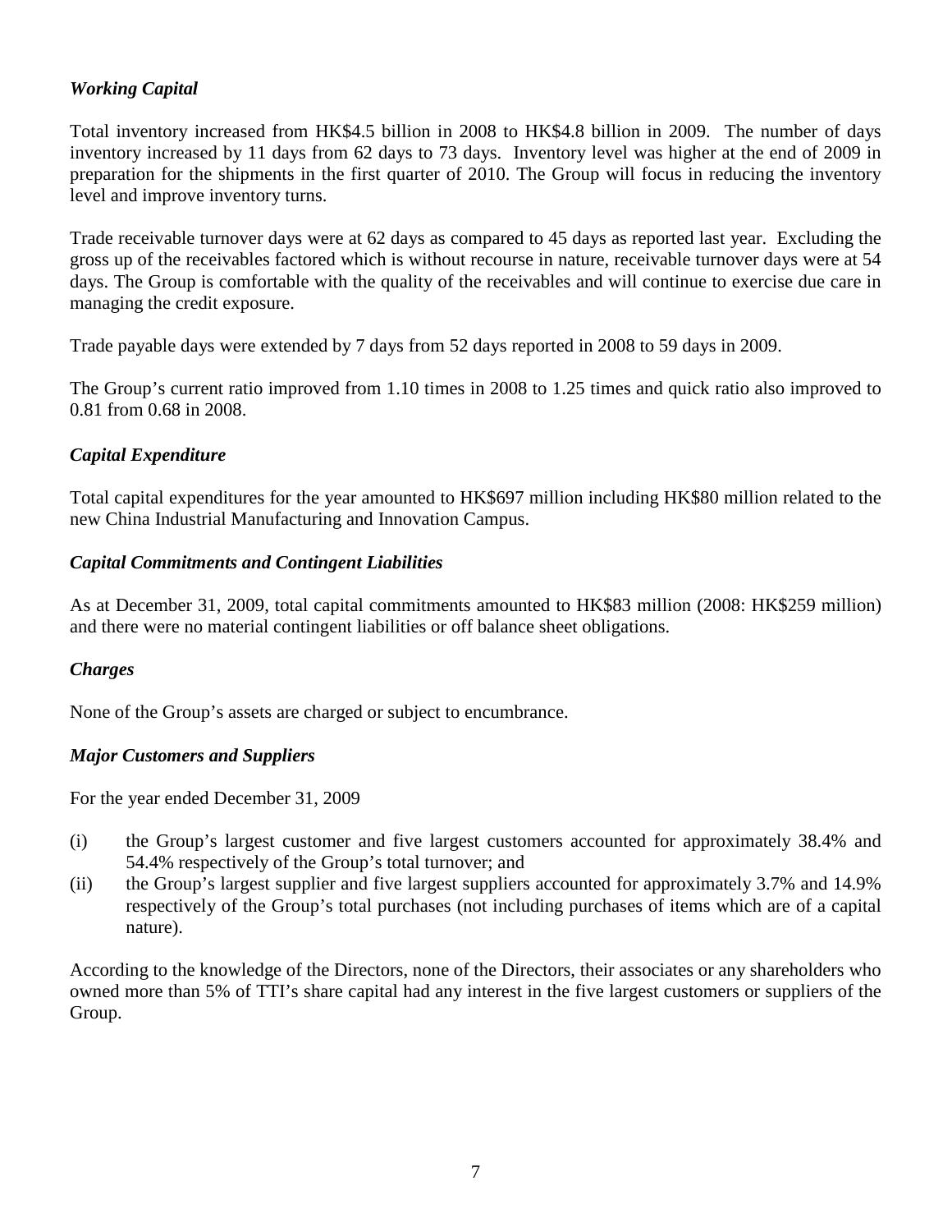### *Working Capital*

Total inventory increased from HK$4.5 billion in 2008 to HK$4.8 billion in 2009. The number of days inventory increased by 11 days from 62 days to 73 days. Inventory level was higher at the end of 2009 in preparation for the shipments in the first quarter of 2010. The Group will focus in reducing the inventory level and improve inventory turns.

Trade receivable turnover days were at 62 days as compared to 45 days as reported last year. Excluding the gross up of the receivables factored which is without recourse in nature, receivable turnover days were at 54 days. The Group is comfortable with the quality of the receivables and will continue to exercise due care in managing the credit exposure.

Trade payable days were extended by 7 days from 52 days reported in 2008 to 59 days in 2009.

The Group's current ratio improved from 1.10 times in 2008 to 1.25 times and quick ratio also improved to 0.81 from 0.68 in 2008.

### *Capital Expenditure*

Total capital expenditures for the year amounted to HK$697 million including HK$80 million related to the new China Industrial Manufacturing and Innovation Campus.

### *Capital Commitments and Contingent Liabilities*

As at December 31, 2009, total capital commitments amounted to HK$83 million (2008: HK$259 million) and there were no material contingent liabilities or off balance sheet obligations.

### *Charges*

None of the Group's assets are charged or subject to encumbrance.

### *Major Customers and Suppliers*

For the year ended December 31, 2009

(i) the Group's largest customer and five largest customers accounted for approximately 38.4% and 54.4% respectively of the Group's total turnover; and

(ii) the Group's largest supplier and five largest suppliers accounted for approximately 3.7% and 14.9% respectively of the Group's total purchases (not including purchases of items which are of a capital nature).

According to the knowledge of the Directors, none of the Directors, their associates or any shareholders who owned more than 5% of TTI's share capital had any interest in the five largest customers or suppliers of the Group.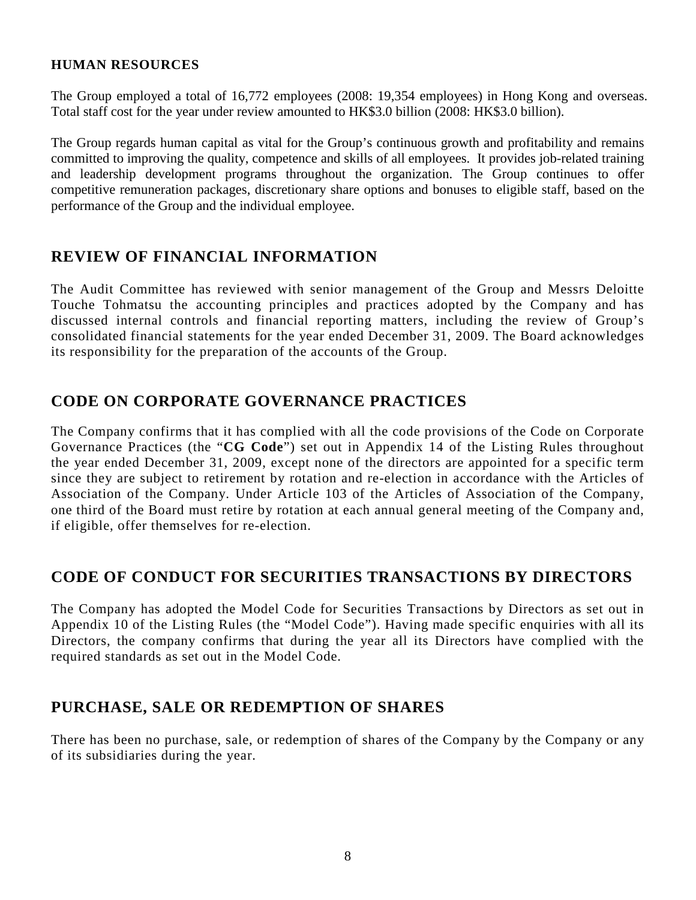### HUMAN RESOURCES

The Group employed a total of 16,772 employees (2008: 19,354 employees) in Hong Kong and overseas. Total staff cost for the year under review amounted to HK$3.0 billion (2008: HK$3.0 billion).

The Group regards human capital as vital for the Group's continuous growth and profitability and remains committed to improving the quality, competence and skills of all employees. It provides job-related training and leadership development programs throughout the organization. The Group continues to offer competitive remuneration packages, discretionary share options and bonuses to eligible staff, based on the performance of the Group and the individual employee.

## REVIEW OF FINANCIAL INFORMATION

The Audit Committee has reviewed with senior management of the Group and Messrs Deloitte Touche Tohmatsu the accounting principles and practices adopted by the Company and has discussed internal controls and financial reporting matters, including the review of Group's consolidated financial statements for the year ended December 31, 2009. The Board acknowledges its responsibility for the preparation of the accounts of the Group.

## CODE ON CORPORATE GOVERNANCE PRACTICES

The Company confirms that it has complied with all the code provisions of the Code on Corporate Governance Practices (the "**CG Code**") set out in Appendix 14 of the Listing Rules throughout the year ended December 31, 2009, except none of the directors are appointed for a specific term since they are subject to retirement by rotation and re-election in accordance with the Articles of Association of the Company. Under Article 103 of the Articles of Association of the Company, one third of the Board must retire by rotation at each annual general meeting of the Company and, if eligible, offer themselves for re-election.

## CODE OF CONDUCT FOR SECURITIES TRANSACTIONS BY DIRECTORS

The Company has adopted the Model Code for Securities Transactions by Directors as set out in Appendix 10 of the Listing Rules (the "Model Code"). Having made specific enquiries with all its Directors, the company confirms that during the year all its Directors have complied with the required standards as set out in the Model Code.

## PURCHASE, SALE OR REDEMPTION OF SHARES

There has been no purchase, sale, or redemption of shares of the Company by the Company or any of its subsidiaries during the year.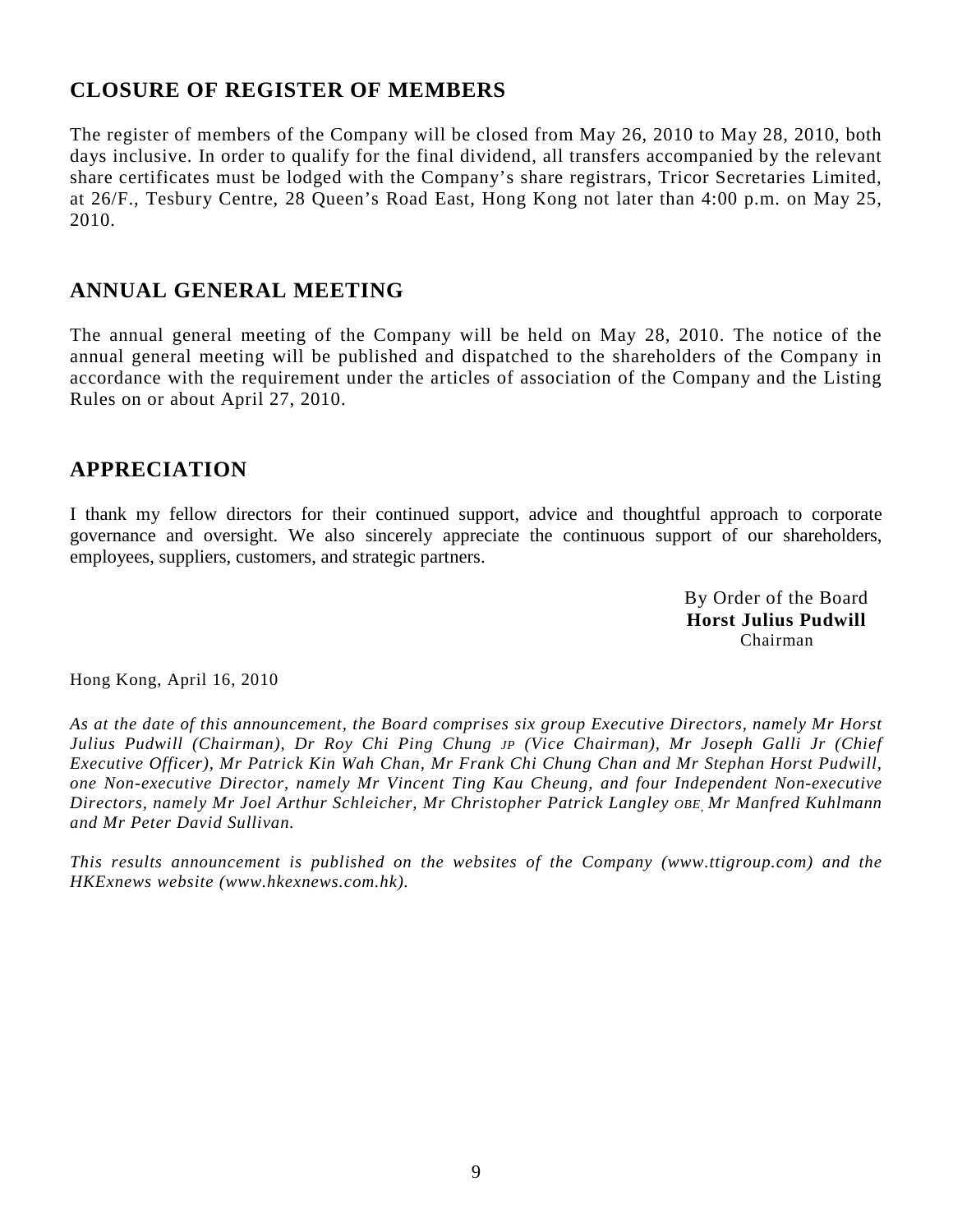## CLOSURE OF REGISTER OF MEMBERS

The register of members of the Company will be closed from May 26, 2010 to May 28, 2010, both days inclusive. In order to qualify for the final dividend, all transfers accompanied by the relevant share certificates must be lodged with the Company's share registrars, Tricor Secretaries Limited, at 26/F., Tesbury Centre, 28 Queen's Road East, Hong Kong not later than 4:00 p.m. on May 25, 2010.

## ANNUAL GENERAL MEETING

The annual general meeting of the Company will be held on May 28, 2010. The notice of the annual general meeting will be published and dispatched to the shareholders of the Company in accordance with the requirement under the articles of association of the Company and the Listing Rules on or about April 27, 2010.

## APPRECIATION

I thank my fellow directors for their continued support, advice and thoughtful approach to corporate governance and oversight. We also sincerely appreciate the continuous support of our shareholders, employees, suppliers, customers, and strategic partners.

By Order of the Board
**Horst Julius Pudwill**
Chairman

Hong Kong, April 16, 2010

*As at the date of this announcement, the Board comprises six group Executive Directors, namely Mr Horst Julius Pudwill (Chairman), Dr Roy Chi Ping Chung JP (Vice Chairman), Mr Joseph Galli Jr (Chief Executive Officer), Mr Patrick Kin Wah Chan, Mr Frank Chi Chung Chan and Mr Stephan Horst Pudwill, one Non-executive Director, namely Mr Vincent Ting Kau Cheung, and four Independent Non-executive Directors, namely Mr Joel Arthur Schleicher, Mr Christopher Patrick Langley OBE, Mr Manfred Kuhlmann and Mr Peter David Sullivan.*

*This results announcement is published on the websites of the Company (www.ttigroup.com) and the HKExnews website (www.hkexnews.com.hk).*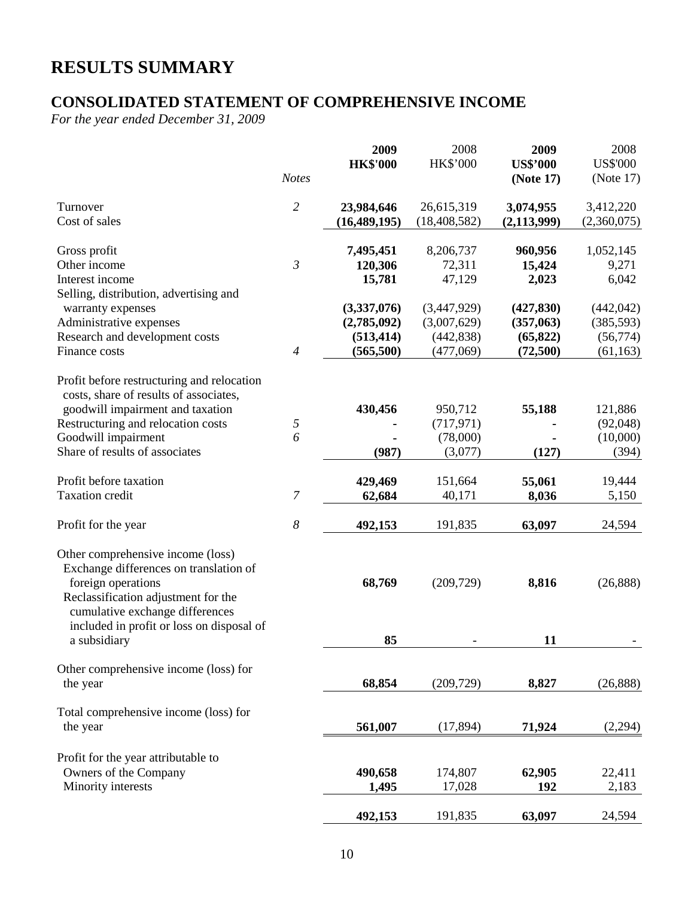# RESULTS SUMMARY

## CONSOLIDATED STATEMENT OF COMPREHENSIVE INCOME

*For the year ended December 31, 2009*

| | *Notes* | **2009 HK$'000** | 2008 HK$'000 | **2009 US$'000 (Note 17)** | 2008 US$'000 (Note 17) |
|---|---|---|---|---|---|
| Turnover | *2* | **23,984,646** | 26,615,319 | **3,074,955** | 3,412,220 |
| Cost of sales | | **(16,489,195)** | (18,408,582) | **(2,113,999)** | (2,360,075) |
| Gross profit | | **7,495,451** | 8,206,737 | **960,956** | 1,052,145 |
| Other income | *3* | **120,306** | 72,311 | **15,424** | 9,271 |
| Interest income | | **15,781** | 47,129 | **2,023** | 6,042 |
| Selling, distribution, advertising and warranty expenses | | **(3,337,076)** | (3,447,929) | **(427,830)** | (442,042) |
| Administrative expenses | | **(2,785,092)** | (3,007,629) | **(357,063)** | (385,593) |
| Research and development costs | | **(513,414)** | (442,838) | **(65,822)** | (56,774) |
| Finance costs | *4* | **(565,500)** | (477,069) | **(72,500)** | (61,163) |
| Profit before restructuring and relocation costs, share of results of associates, goodwill impairment and taxation | | **430,456** | 950,712 | **55,188** | 121,886 |
| Restructuring and relocation costs | *5* | **-** | (717,971) | **-** | (92,048) |
| Goodwill impairment | *6* | **-** | (78,000) | **-** | (10,000) |
| Share of results of associates | | **(987)** | (3,077) | **(127)** | (394) |
| Profit before taxation | | **429,469** | 151,664 | **55,061** | 19,444 |
| Taxation credit | *7* | **62,684** | 40,171 | **8,036** | 5,150 |
| Profit for the year | *8* | **492,153** | 191,835 | **63,097** | 24,594 |
| Other comprehensive income (loss) | | | | | |
| Exchange differences on translation of foreign operations | | **68,769** | (209,729) | **8,816** | (26,888) |
| Reclassification adjustment for the cumulative exchange differences included in profit or loss on disposal of a subsidiary | | **85** | - | **11** | - |
| Other comprehensive income (loss) for the year | | **68,854** | (209,729) | **8,827** | (26,888) |
| Total comprehensive income (loss) for the year | | **561,007** | (17,894) | **71,924** | (2,294) |
| Profit for the year attributable to | | | | | |
| Owners of the Company | | **490,658** | 174,807 | **62,905** | 22,411 |
| Minority interests | | **1,495** | 17,028 | **192** | 2,183 |
| | | **492,153** | 191,835 | **63,097** | 24,594 |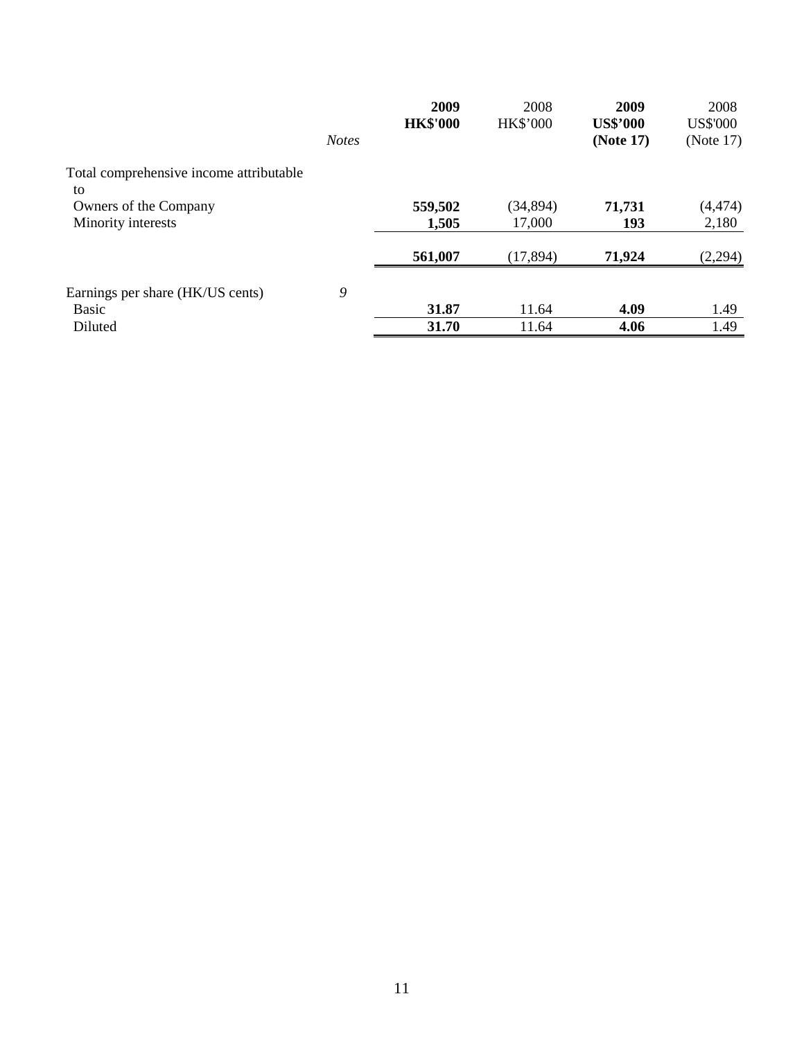| | *Notes* | **2009 HK$'000** | 2008 HK$'000 | **2009 US$'000 (Note 17)** | 2008 US$'000 (Note 17) |
|---|---|---|---|---|---|
| Total comprehensive income attributable to | | | | | |
| Owners of the Company | | **559,502** | (34,894) | **71,731** | (4,474) |
| Minority interests | | **1,505** | 17,000 | **193** | 2,180 |
| | | **561,007** | (17,894) | **71,924** | (2,294) |
| Earnings per share (HK/US cents) | *9* | | | | |
| Basic | | **31.87** | 11.64 | **4.09** | 1.49 |
| Diluted | | **31.70** | 11.64 | **4.06** | 1.49 |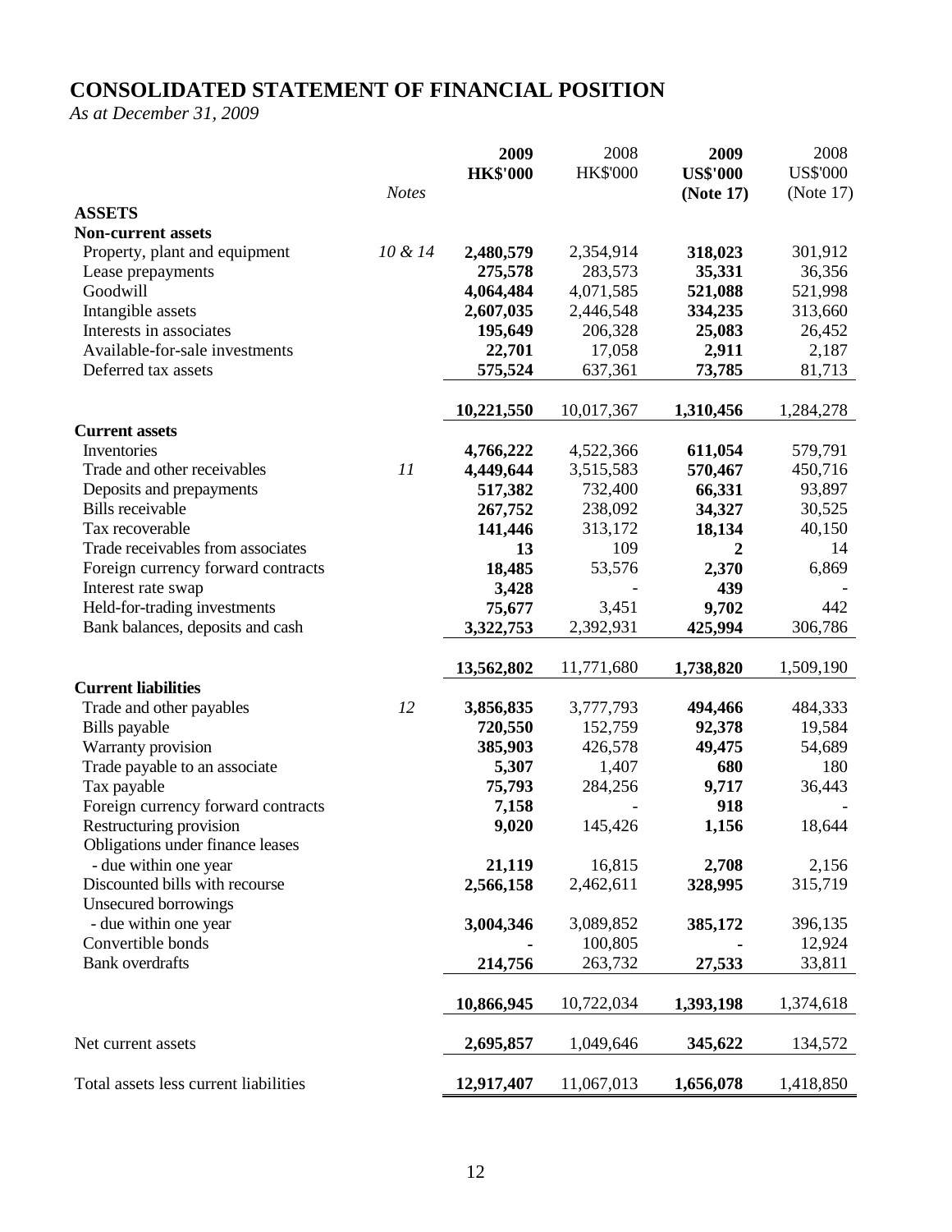# CONSOLIDATED STATEMENT OF FINANCIAL POSITION

*As at December 31, 2009*

| | Notes | 2009 HK$'000 | 2008 HK$'000 | 2009 US$'000 (Note 17) | 2008 US$'000 (Note 17) |
|---|---|---|---|---|---|
| **ASSETS** | | | | | |
| **Non-current assets** | | | | | |
| Property, plant and equipment | *10 & 14* | **2,480,579** | 2,354,914 | **318,023** | 301,912 |
| Lease prepayments | | **275,578** | 283,573 | **35,331** | 36,356 |
| Goodwill | | **4,064,484** | 4,071,585 | **521,088** | 521,998 |
| Intangible assets | | **2,607,035** | 2,446,548 | **334,235** | 313,660 |
| Interests in associates | | **195,649** | 206,328 | **25,083** | 26,452 |
| Available-for-sale investments | | **22,701** | 17,058 | **2,911** | 2,187 |
| Deferred tax assets | | **575,524** | 637,361 | **73,785** | 81,713 |
| | | **10,221,550** | 10,017,367 | **1,310,456** | 1,284,278 |
| **Current assets** | | | | | |
| Inventories | | **4,766,222** | 4,522,366 | **611,054** | 579,791 |
| Trade and other receivables | *11* | **4,449,644** | 3,515,583 | **570,467** | 450,716 |
| Deposits and prepayments | | **517,382** | 732,400 | **66,331** | 93,897 |
| Bills receivable | | **267,752** | 238,092 | **34,327** | 30,525 |
| Tax recoverable | | **141,446** | 313,172 | **18,134** | 40,150 |
| Trade receivables from associates | | **13** | 109 | **2** | 14 |
| Foreign currency forward contracts | | **18,485** | 53,576 | **2,370** | 6,869 |
| Interest rate swap | | **3,428** | - | **439** | - |
| Held-for-trading investments | | **75,677** | 3,451 | **9,702** | 442 |
| Bank balances, deposits and cash | | **3,322,753** | 2,392,931 | **425,994** | 306,786 |
| | | **13,562,802** | 11,771,680 | **1,738,820** | 1,509,190 |
| **Current liabilities** | | | | | |
| Trade and other payables | *12* | **3,856,835** | 3,777,793 | **494,466** | 484,333 |
| Bills payable | | **720,550** | 152,759 | **92,378** | 19,584 |
| Warranty provision | | **385,903** | 426,578 | **49,475** | 54,689 |
| Trade payable to an associate | | **5,307** | 1,407 | **680** | 180 |
| Tax payable | | **75,793** | 284,256 | **9,717** | 36,443 |
| Foreign currency forward contracts | | **7,158** | - | **918** | - |
| Restructuring provision | | **9,020** | 145,426 | **1,156** | 18,644 |
| Obligations under finance leases | | | | | |
| - due within one year | | **21,119** | 16,815 | **2,708** | 2,156 |
| Discounted bills with recourse | | **2,566,158** | 2,462,611 | **328,995** | 315,719 |
| Unsecured borrowings | | | | | |
| - due within one year | | **3,004,346** | 3,089,852 | **385,172** | 396,135 |
| Convertible bonds | | **-** | 100,805 | **-** | 12,924 |
| Bank overdrafts | | **214,756** | 263,732 | **27,533** | 33,811 |
| | | **10,866,945** | 10,722,034 | **1,393,198** | 1,374,618 |
| Net current assets | | **2,695,857** | 1,049,646 | **345,622** | 134,572 |
| Total assets less current liabilities | | **12,917,407** | 11,067,013 | **1,656,078** | 1,418,850 |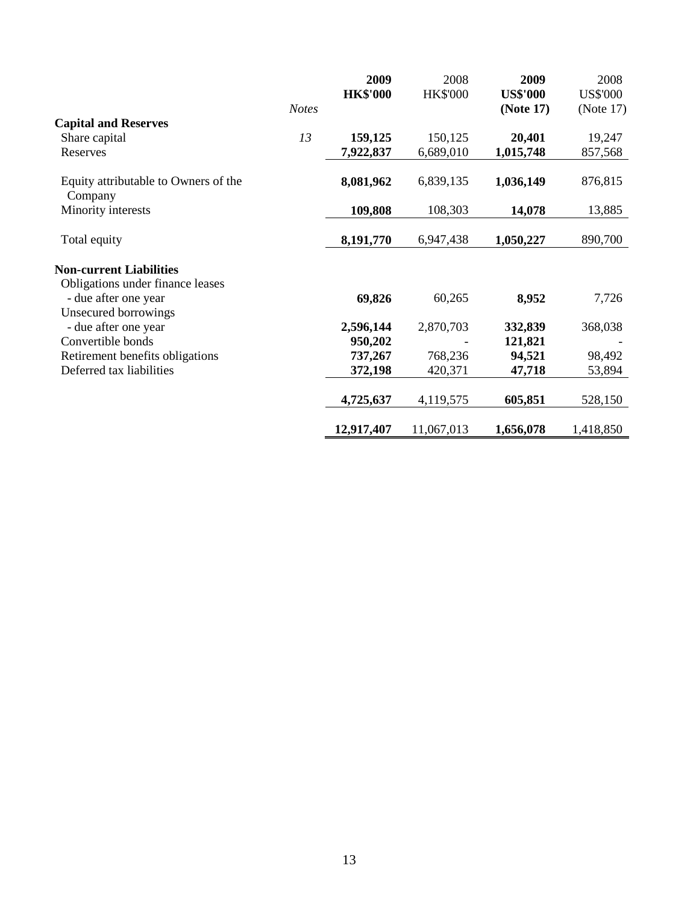| | Notes | 2009 HK$'000 | 2008 HK$'000 | 2009 US$'000 (Note 17) | 2008 US$'000 (Note 17) |
|---|---|---|---|---|---|
| **Capital and Reserves** | | | | | |
| Share capital | *13* | **159,125** | 150,125 | **20,401** | 19,247 |
| Reserves | | **7,922,837** | 6,689,010 | **1,015,748** | 857,568 |
| Equity attributable to Owners of the Company | | **8,081,962** | 6,839,135 | **1,036,149** | 876,815 |
| Minority interests | | **109,808** | 108,303 | **14,078** | 13,885 |
| Total equity | | **8,191,770** | 6,947,438 | **1,050,227** | 890,700 |
| **Non-current Liabilities** | | | | | |
| Obligations under finance leases | | | | | |
| - due after one year | | **69,826** | 60,265 | **8,952** | 7,726 |
| Unsecured borrowings | | | | | |
| - due after one year | | **2,596,144** | 2,870,703 | **332,839** | 368,038 |
| Convertible bonds | | **950,202** | - | **121,821** | - |
| Retirement benefits obligations | | **737,267** | 768,236 | **94,521** | 98,492 |
| Deferred tax liabilities | | **372,198** | 420,371 | **47,718** | 53,894 |
| | | **4,725,637** | 4,119,575 | **605,851** | 528,150 |
| | | **12,917,407** | 11,067,013 | **1,656,078** | 1,418,850 |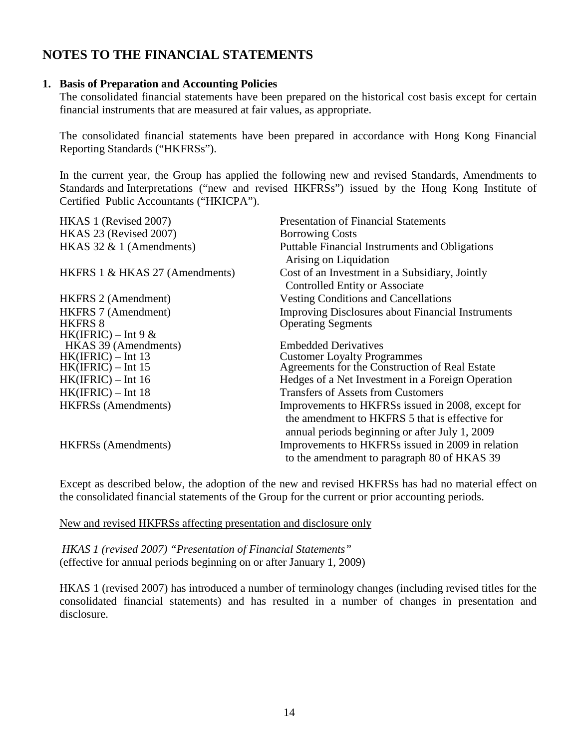# NOTES TO THE FINANCIAL STATEMENTS

## 1. Basis of Preparation and Accounting Policies

The consolidated financial statements have been prepared on the historical cost basis except for certain financial instruments that are measured at fair values, as appropriate.

The consolidated financial statements have been prepared in accordance with Hong Kong Financial Reporting Standards ("HKFRSs").

In the current year, the Group has applied the following new and revised Standards, Amendments to Standards and Interpretations ("new and revised HKFRSs") issued by the Hong Kong Institute of Certified Public Accountants ("HKICPA").

| | |
|---|---|
| HKAS 1 (Revised 2007) | Presentation of Financial Statements |
| HKAS 23 (Revised 2007) | Borrowing Costs |
| HKAS 32 & 1 (Amendments) | Puttable Financial Instruments and Obligations Arising on Liquidation |
| HKFRS 1 & HKAS 27 (Amendments) | Cost of an Investment in a Subsidiary, Jointly Controlled Entity or Associate |
| HKFRS 2 (Amendment) | Vesting Conditions and Cancellations |
| HKFRS 7 (Amendment) | Improving Disclosures about Financial Instruments |
| HKFRS 8 | Operating Segments |
| HK(IFRIC) – Int 9 & HKAS 39 (Amendments) | Embedded Derivatives |
| HK(IFRIC) – Int 13 | Customer Loyalty Programmes |
| HK(IFRIC) – Int 15 | Agreements for the Construction of Real Estate |
| HK(IFRIC) – Int 16 | Hedges of a Net Investment in a Foreign Operation |
| HK(IFRIC) – Int 18 | Transfers of Assets from Customers |
| HKFRSs (Amendments) | Improvements to HKFRSs issued in 2008, except for the amendment to HKFRS 5 that is effective for annual periods beginning or after July 1, 2009 |
| HKFRSs (Amendments) | Improvements to HKFRSs issued in 2009 in relation to the amendment to paragraph 80 of HKAS 39 |

Except as described below, the adoption of the new and revised HKFRSs has had no material effect on the consolidated financial statements of the Group for the current or prior accounting periods.

<u>New and revised HKFRSs affecting presentation and disclosure only</u>

*HKAS 1 (revised 2007) "Presentation of Financial Statements"*
(effective for annual periods beginning on or after January 1, 2009)

HKAS 1 (revised 2007) has introduced a number of terminology changes (including revised titles for the consolidated financial statements) and has resulted in a number of changes in presentation and disclosure.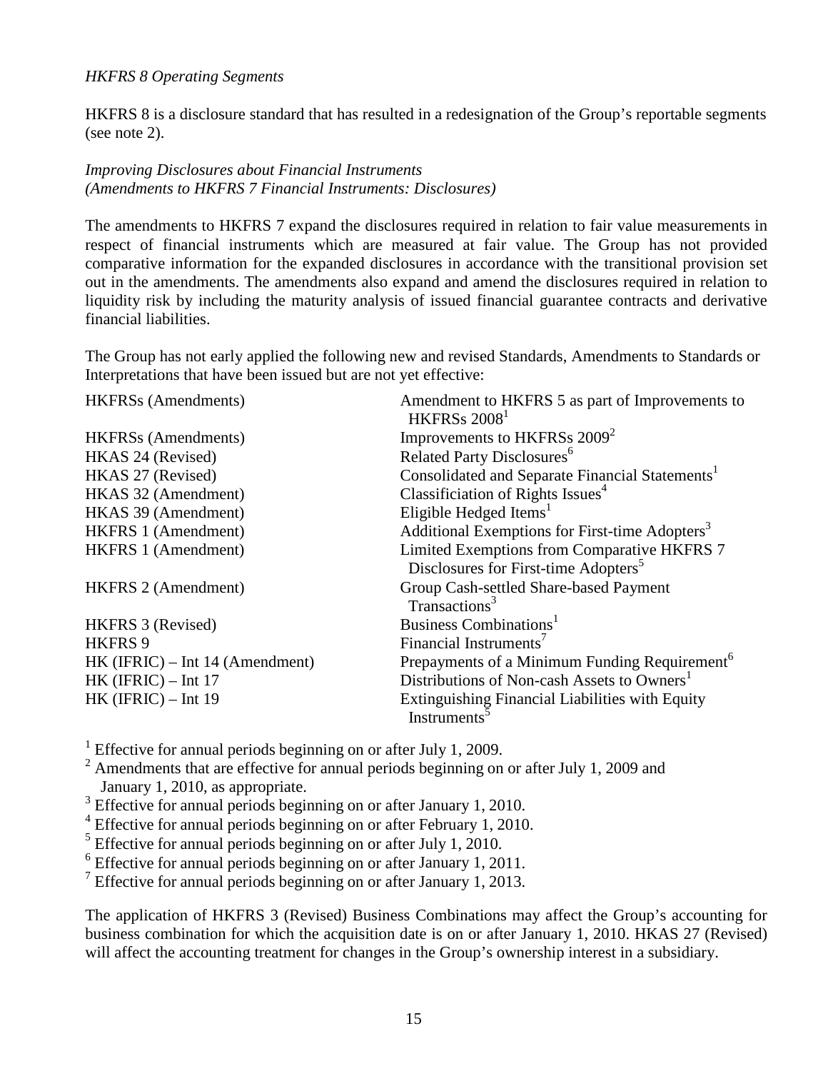*HKFRS 8 Operating Segments*

HKFRS 8 is a disclosure standard that has resulted in a redesignation of the Group's reportable segments (see note 2).

*Improving Disclosures about Financial Instruments*
*(Amendments to HKFRS 7 Financial Instruments: Disclosures)*

The amendments to HKFRS 7 expand the disclosures required in relation to fair value measurements in respect of financial instruments which are measured at fair value. The Group has not provided comparative information for the expanded disclosures in accordance with the transitional provision set out in the amendments. The amendments also expand and amend the disclosures required in relation to liquidity risk by including the maturity analysis of issued financial guarantee contracts and derivative financial liabilities.

The Group has not early applied the following new and revised Standards, Amendments to Standards or Interpretations that have been issued but are not yet effective:

| | |
|---|---|
| HKFRSs (Amendments) | Amendment to HKFRS 5 as part of Improvements to HKFRSs 2008[1] |
| HKFRSs (Amendments) | Improvements to HKFRSs 2009[2] |
| HKAS 24 (Revised) | Related Party Disclosures[6] |
| HKAS 27 (Revised) | Consolidated and Separate Financial Statements[1] |
| HKAS 32 (Amendment) | Classificiation of Rights Issues[4] |
| HKAS 39 (Amendment) | Eligible Hedged Items[1] |
| HKFRS 1 (Amendment) | Additional Exemptions for First-time Adopters[3] |
| HKFRS 1 (Amendment) | Limited Exemptions from Comparative HKFRS 7 Disclosures for First-time Adopters[5] |
| HKFRS 2 (Amendment) | Group Cash-settled Share-based Payment Transactions[3] |
| HKFRS 3 (Revised) | Business Combinations[1] |
| HKFRS 9 | Financial Instruments[7] |
| HK (IFRIC) – Int 14 (Amendment) | Prepayments of a Minimum Funding Requirement[6] |
| HK (IFRIC) – Int 17 | Distributions of Non-cash Assets to Owners[1] |
| HK (IFRIC) – Int 19 | Extinguishing Financial Liabilities with Equity Instruments[5] |

[1] Effective for annual periods beginning on or after July 1, 2009.
[2] Amendments that are effective for annual periods beginning on or after July 1, 2009 and January 1, 2010, as appropriate.
[3] Effective for annual periods beginning on or after January 1, 2010.
[4] Effective for annual periods beginning on or after February 1, 2010.
[5] Effective for annual periods beginning on or after July 1, 2010.
[6] Effective for annual periods beginning on or after January 1, 2011.
[7] Effective for annual periods beginning on or after January 1, 2013.

The application of HKFRS 3 (Revised) Business Combinations may affect the Group's accounting for business combination for which the acquisition date is on or after January 1, 2010. HKAS 27 (Revised) will affect the accounting treatment for changes in the Group's ownership interest in a subsidiary.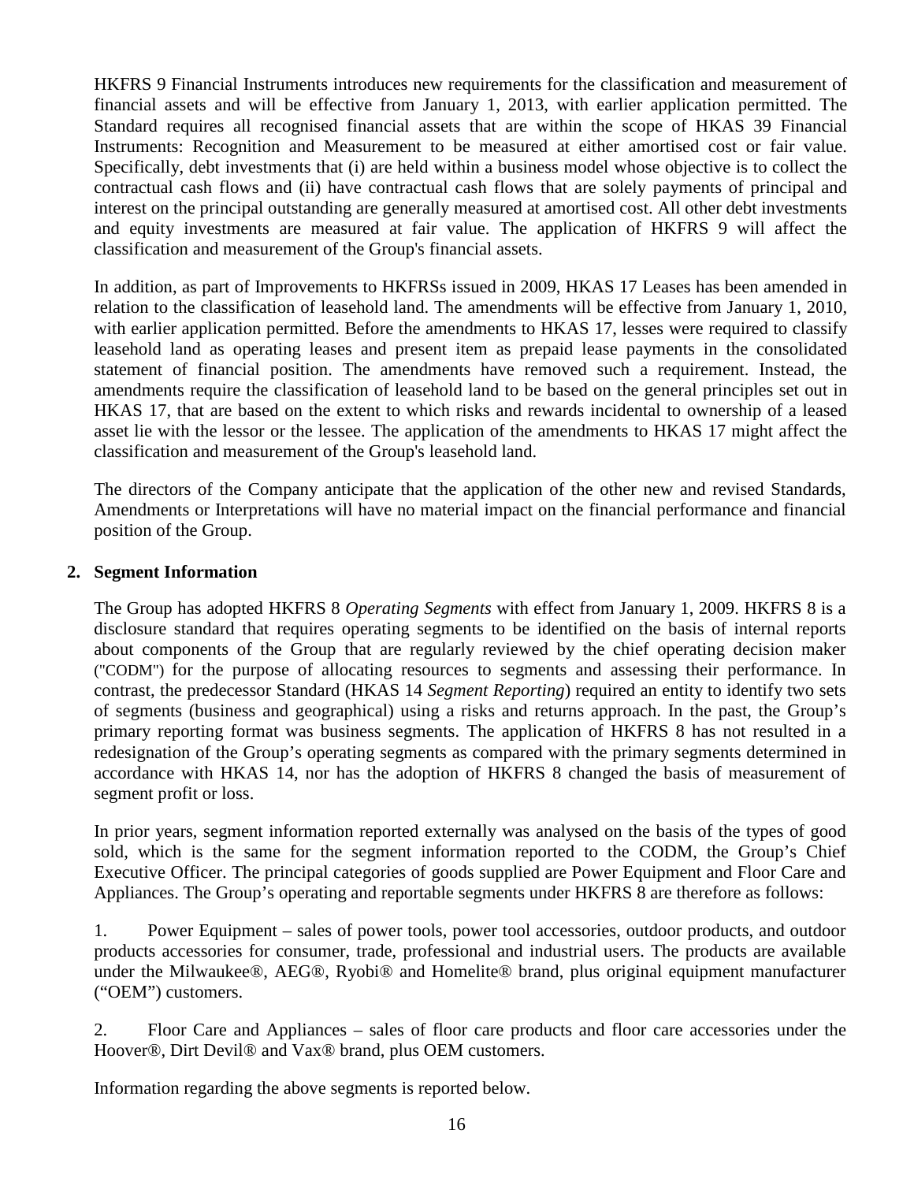HKFRS 9 Financial Instruments introduces new requirements for the classification and measurement of financial assets and will be effective from January 1, 2013, with earlier application permitted. The Standard requires all recognised financial assets that are within the scope of HKAS 39 Financial Instruments: Recognition and Measurement to be measured at either amortised cost or fair value. Specifically, debt investments that (i) are held within a business model whose objective is to collect the contractual cash flows and (ii) have contractual cash flows that are solely payments of principal and interest on the principal outstanding are generally measured at amortised cost. All other debt investments and equity investments are measured at fair value. The application of HKFRS 9 will affect the classification and measurement of the Group's financial assets.

In addition, as part of Improvements to HKFRSs issued in 2009, HKAS 17 Leases has been amended in relation to the classification of leasehold land. The amendments will be effective from January 1, 2010, with earlier application permitted. Before the amendments to HKAS 17, lesses were required to classify leasehold land as operating leases and present item as prepaid lease payments in the consolidated statement of financial position. The amendments have removed such a requirement. Instead, the amendments require the classification of leasehold land to be based on the general principles set out in HKAS 17, that are based on the extent to which risks and rewards incidental to ownership of a leased asset lie with the lessor or the lessee. The application of the amendments to HKAS 17 might affect the classification and measurement of the Group's leasehold land.

The directors of the Company anticipate that the application of the other new and revised Standards, Amendments or Interpretations will have no material impact on the financial performance and financial position of the Group.

## 2. Segment Information

The Group has adopted HKFRS 8 *Operating Segments* with effect from January 1, 2009. HKFRS 8 is a disclosure standard that requires operating segments to be identified on the basis of internal reports about components of the Group that are regularly reviewed by the chief operating decision maker ("CODM") for the purpose of allocating resources to segments and assessing their performance. In contrast, the predecessor Standard (HKAS 14 *Segment Reporting*) required an entity to identify two sets of segments (business and geographical) using a risks and returns approach. In the past, the Group's primary reporting format was business segments. The application of HKFRS 8 has not resulted in a redesignation of the Group's operating segments as compared with the primary segments determined in accordance with HKAS 14, nor has the adoption of HKFRS 8 changed the basis of measurement of segment profit or loss.

In prior years, segment information reported externally was analysed on the basis of the types of good sold, which is the same for the segment information reported to the CODM, the Group's Chief Executive Officer. The principal categories of goods supplied are Power Equipment and Floor Care and Appliances. The Group's operating and reportable segments under HKFRS 8 are therefore as follows:

1. Power Equipment – sales of power tools, power tool accessories, outdoor products, and outdoor products accessories for consumer, trade, professional and industrial users. The products are available under the Milwaukee®, AEG®, Ryobi® and Homelite® brand, plus original equipment manufacturer ("OEM") customers.

2. Floor Care and Appliances – sales of floor care products and floor care accessories under the Hoover®, Dirt Devil® and Vax® brand, plus OEM customers.

Information regarding the above segments is reported below.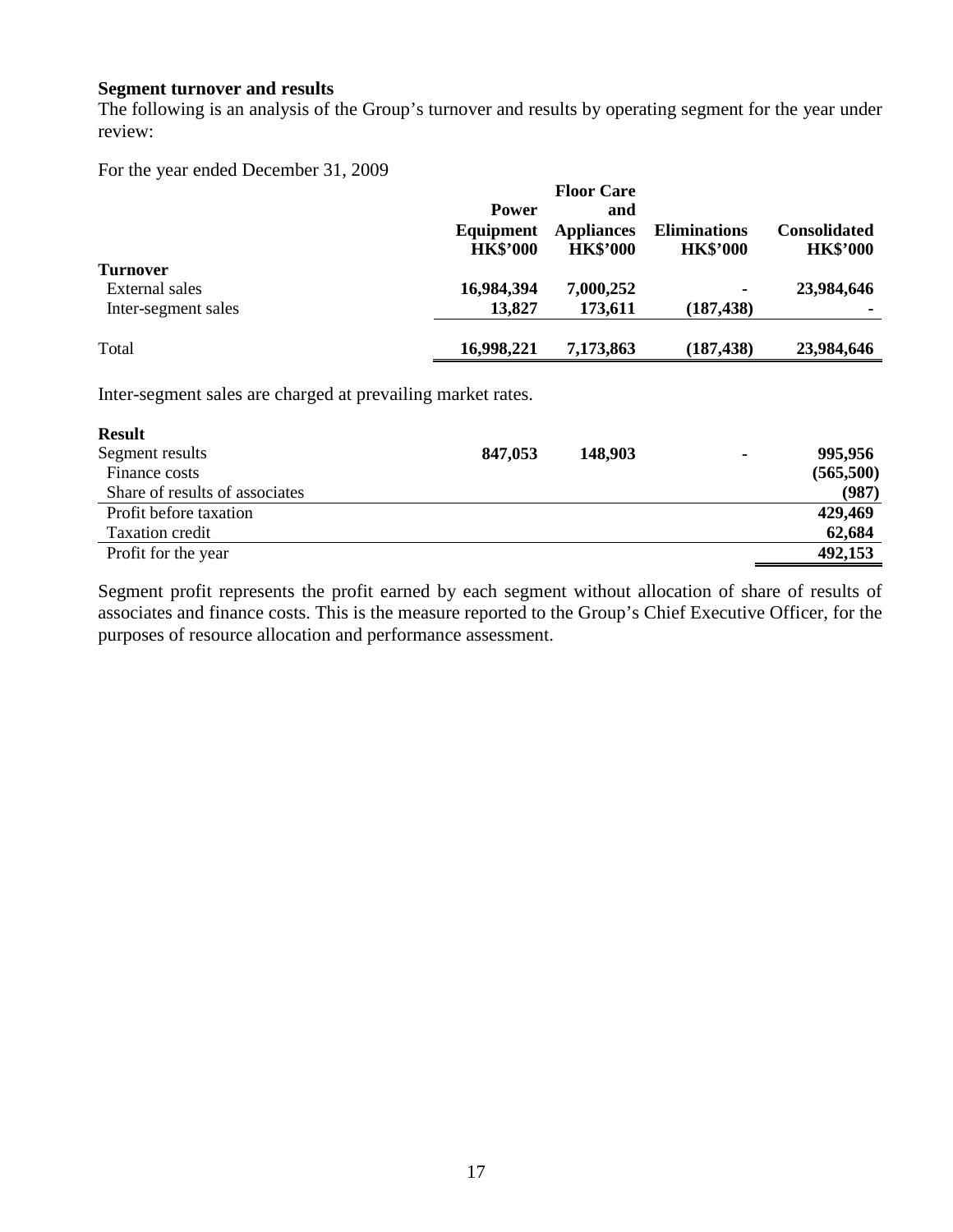**Segment turnover and results**

The following is an analysis of the Group's turnover and results by operating segment for the year under review:

For the year ended December 31, 2009

| | Power Equipment HK$'000 | Floor Care and Appliances HK$'000 | Eliminations HK$'000 | Consolidated HK$'000 |
|---|---|---|---|---|
| **Turnover** | | | | |
| External sales | **16,984,394** | **7,000,252** | **-** | **23,984,646** |
| Inter-segment sales | **13,827** | **173,611** | **(187,438)** | **-** |
| Total | **16,998,221** | **7,173,863** | **(187,438)** | **23,984,646** |

Inter-segment sales are charged at prevailing market rates.

| | Power Equipment HK$'000 | Floor Care and Appliances HK$'000 | Eliminations HK$'000 | Consolidated HK$'000 |
|---|---|---|---|---|
| **Result** | | | | |
| Segment results | **847,053** | **148,903** | **-** | **995,956** |
| Finance costs | | | | **(565,500)** |
| Share of results of associates | | | | **(987)** |
| Profit before taxation | | | | **429,469** |
| Taxation credit | | | | **62,684** |
| Profit for the year | | | | **492,153** |

Segment profit represents the profit earned by each segment without allocation of share of results of associates and finance costs. This is the measure reported to the Group's Chief Executive Officer, for the purposes of resource allocation and performance assessment.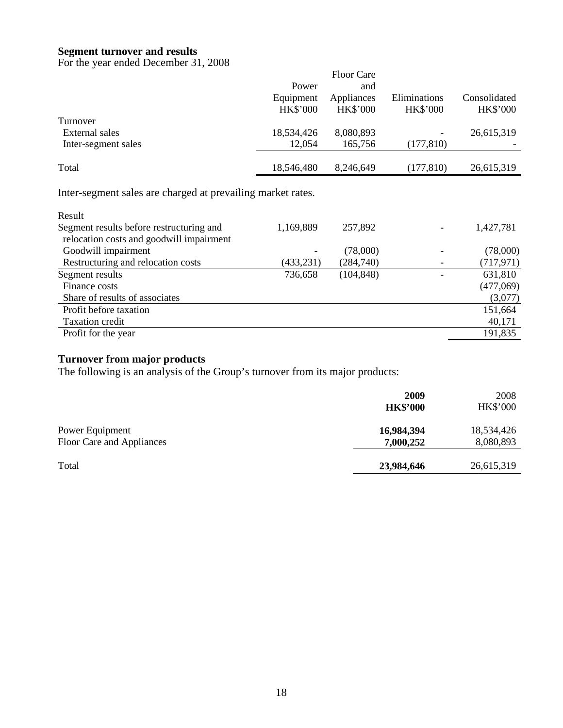**Segment turnover and results**

For the year ended December 31, 2008

| | Power Equipment HK$'000 | Floor Care and Appliances HK$'000 | Eliminations HK$'000 | Consolidated HK$'000 |
|---|---|---|---|---|
| Turnover | | | | |
| External sales | 18,534,426 | 8,080,893 | - | 26,615,319 |
| Inter-segment sales | 12,054 | 165,756 | (177,810) | - |
| Total | 18,546,480 | 8,246,649 | (177,810) | 26,615,319 |

Inter-segment sales are charged at prevailing market rates.

| | Power Equipment HK$'000 | Floor Care and Appliances HK$'000 | Eliminations HK$'000 | Consolidated HK$'000 |
|---|---|---|---|---|
| Result | | | | |
| Segment results before restructuring and relocation costs and goodwill impairment | 1,169,889 | 257,892 | - | 1,427,781 |
| Goodwill impairment | - | (78,000) | - | (78,000) |
| Restructuring and relocation costs | (433,231) | (284,740) | - | (717,971) |
| Segment results | 736,658 | (104,848) | - | 631,810 |
| Finance costs | | | | (477,069) |
| Share of results of associates | | | | (3,077) |
| Profit before taxation | | | | 151,664 |
| Taxation credit | | | | 40,171 |
| Profit for the year | | | | 191,835 |

**Turnover from major products**

The following is an analysis of the Group's turnover from its major products:

| | **2009 HK$'000** | 2008 HK$'000 |
|---|---|---|
| Power Equipment | **16,984,394** | 18,534,426 |
| Floor Care and Appliances | **7,000,252** | 8,080,893 |
| Total | **23,984,646** | 26,615,319 |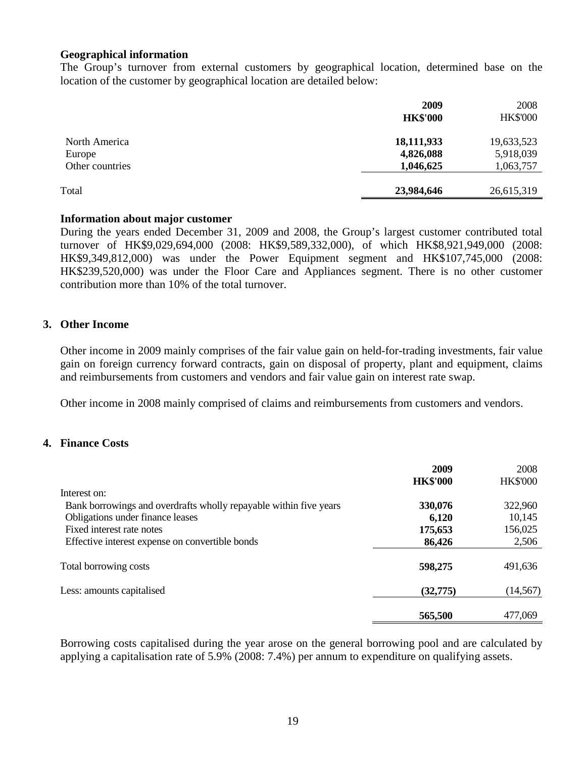**Geographical information**

The Group's turnover from external customers by geographical location, determined base on the location of the customer by geographical location are detailed below:

| | **2009** | 2008 |
|---|---|---|
| | **HK$'000** | HK$'000 |
| North America | **18,111,933** | 19,633,523 |
| Europe | **4,826,088** | 5,918,039 |
| Other countries | **1,046,625** | 1,063,757 |
| Total | **23,984,646** | 26,615,319 |

**Information about major customer**

During the years ended December 31, 2009 and 2008, the Group's largest customer contributed total turnover of HK$9,029,694,000 (2008: HK$9,589,332,000), of which HK$8,921,949,000 (2008: HK$9,349,812,000) was under the Power Equipment segment and HK$107,745,000 (2008: HK$239,520,000) was under the Floor Care and Appliances segment. There is no other customer contribution more than 10% of the total turnover.

## 3. Other Income

Other income in 2009 mainly comprises of the fair value gain on held-for-trading investments, fair value gain on foreign currency forward contracts, gain on disposal of property, plant and equipment, claims and reimbursements from customers and vendors and fair value gain on interest rate swap.

Other income in 2008 mainly comprised of claims and reimbursements from customers and vendors.

## 4. Finance Costs

| | **2009** | 2008 |
|---|---|---|
| | **HK$'000** | HK$'000 |
| Interest on: | | |
| Bank borrowings and overdrafts wholly repayable within five years | **330,076** | 322,960 |
| Obligations under finance leases | **6,120** | 10,145 |
| Fixed interest rate notes | **175,653** | 156,025 |
| Effective interest expense on convertible bonds | **86,426** | 2,506 |
| Total borrowing costs | **598,275** | 491,636 |
| Less: amounts capitalised | **(32,775)** | (14,567) |
| | **565,500** | 477,069 |

Borrowing costs capitalised during the year arose on the general borrowing pool and are calculated by applying a capitalisation rate of 5.9% (2008: 7.4%) per annum to expenditure on qualifying assets.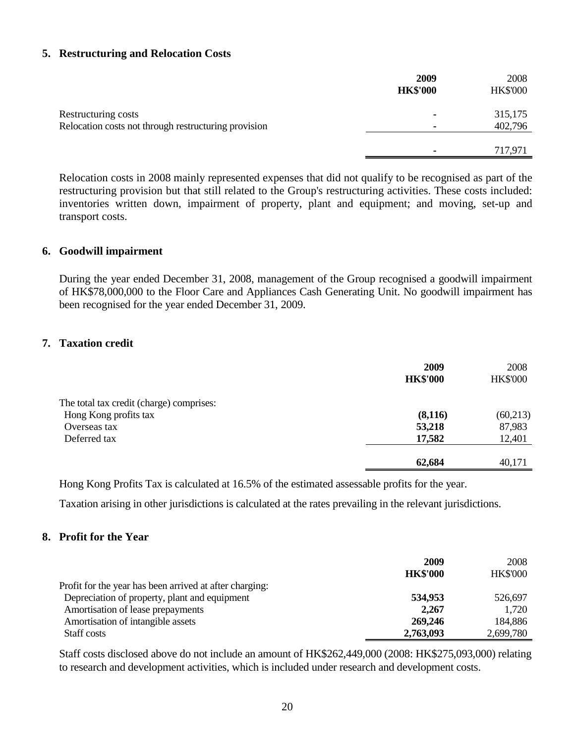## 5. Restructuring and Relocation Costs

| | **2009** | 2008 |
|---|---|---|
| | **HK$'000** | HK$'000 |
| Restructuring costs | - | 315,175 |
| Relocation costs not through restructuring provision | - | 402,796 |
| | - | 717,971 |

Relocation costs in 2008 mainly represented expenses that did not qualify to be recognised as part of the restructuring provision but that still related to the Group's restructuring activities. These costs included: inventories written down, impairment of property, plant and equipment; and moving, set-up and transport costs.

## 6. Goodwill impairment

During the year ended December 31, 2008, management of the Group recognised a goodwill impairment of HK$78,000,000 to the Floor Care and Appliances Cash Generating Unit. No goodwill impairment has been recognised for the year ended December 31, 2009.

## 7. Taxation credit

| | **2009** | 2008 |
|---|---|---|
| | **HK$'000** | HK$'000 |
| The total tax credit (charge) comprises: | | |
| Hong Kong profits tax | **(8,116)** | (60,213) |
| Overseas tax | **53,218** | 87,983 |
| Deferred tax | **17,582** | 12,401 |
| | **62,684** | 40,171 |

Hong Kong Profits Tax is calculated at 16.5% of the estimated assessable profits for the year.

Taxation arising in other jurisdictions is calculated at the rates prevailing in the relevant jurisdictions.

## 8. Profit for the Year

| | **2009** | 2008 |
|---|---|---|
| | **HK$'000** | HK$'000 |
| Profit for the year has been arrived at after charging: | | |
| Depreciation of property, plant and equipment | **534,953** | 526,697 |
| Amortisation of lease prepayments | **2,267** | 1,720 |
| Amortisation of intangible assets | **269,246** | 184,886 |
| Staff costs | **2,763,093** | 2,699,780 |

Staff costs disclosed above do not include an amount of HK$262,449,000 (2008: HK$275,093,000) relating to research and development activities, which is included under research and development costs.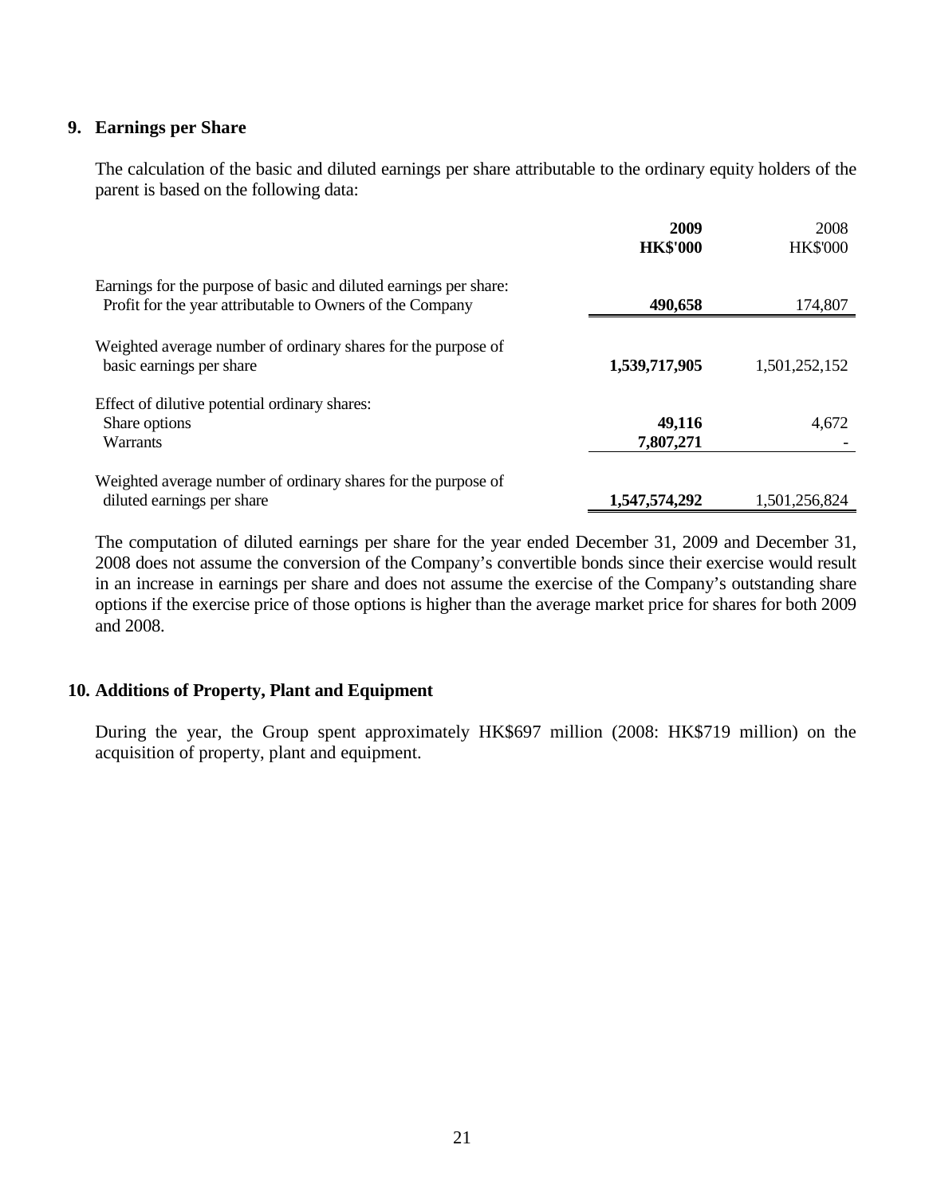## 9. Earnings per Share

The calculation of the basic and diluted earnings per share attributable to the ordinary equity holders of the parent is based on the following data:

| | **2009** | 2008 |
|---|---|---|
| | **HK$'000** | HK$'000 |
| Earnings for the purpose of basic and diluted earnings per share: | | |
| Profit for the year attributable to Owners of the Company | **490,658** | 174,807 |
| Weighted average number of ordinary shares for the purpose of basic earnings per share | **1,539,717,905** | 1,501,252,152 |
| Effect of dilutive potential ordinary shares: | | |
| Share options | **49,116** | 4,672 |
| Warrants | **7,807,271** | - |
| Weighted average number of ordinary shares for the purpose of diluted earnings per share | **1,547,574,292** | 1,501,256,824 |

The computation of diluted earnings per share for the year ended December 31, 2009 and December 31, 2008 does not assume the conversion of the Company's convertible bonds since their exercise would result in an increase in earnings per share and does not assume the exercise of the Company's outstanding share options if the exercise price of those options is higher than the average market price for shares for both 2009 and 2008.

## 10. Additions of Property, Plant and Equipment

During the year, the Group spent approximately HK$697 million (2008: HK$719 million) on the acquisition of property, plant and equipment.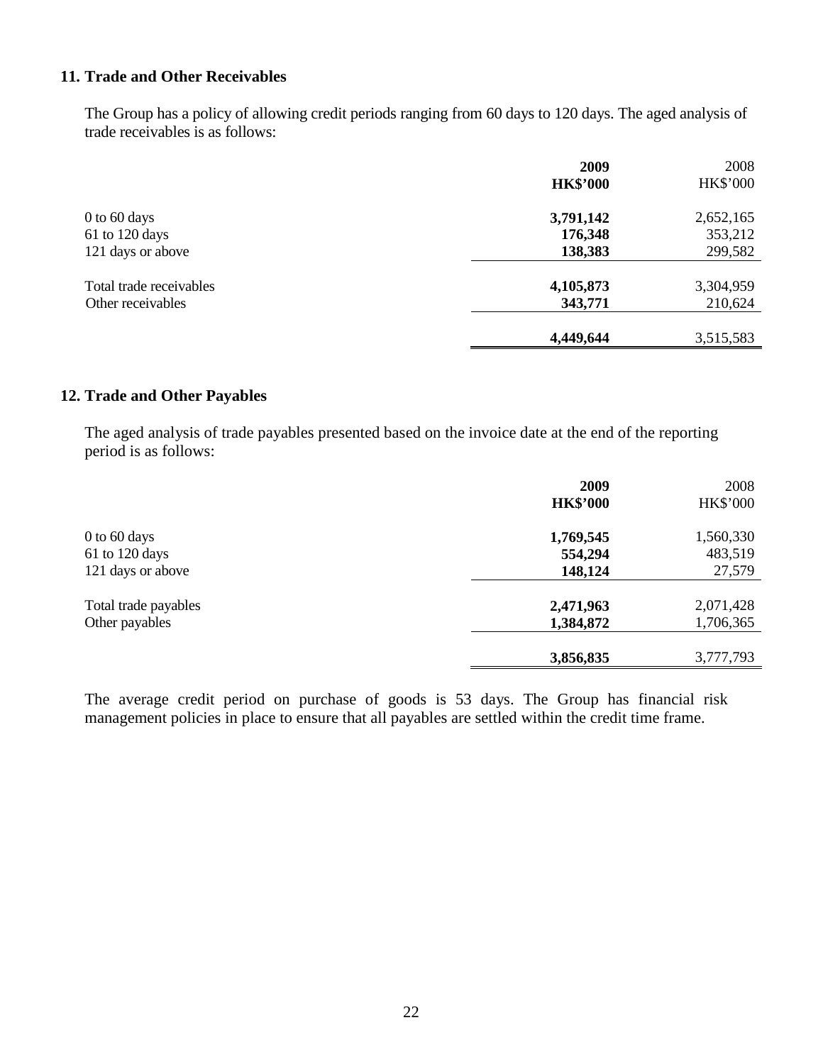## 11. Trade and Other Receivables

The Group has a policy of allowing credit periods ranging from 60 days to 120 days. The aged analysis of trade receivables is as follows:

| | 2009 | 2008 |
|---|---|---|
| | HK$'000 | HK$'000 |
| 0 to 60 days | 3,791,142 | 2,652,165 |
| 61 to 120 days | 176,348 | 353,212 |
| 121 days or above | 138,383 | 299,582 |
| Total trade receivables | 4,105,873 | 3,304,959 |
| Other receivables | 343,771 | 210,624 |
| | 4,449,644 | 3,515,583 |

## 12. Trade and Other Payables

The aged analysis of trade payables presented based on the invoice date at the end of the reporting period is as follows:

| | 2009 | 2008 |
|---|---|---|
| | HK$'000 | HK$'000 |
| 0 to 60 days | 1,769,545 | 1,560,330 |
| 61 to 120 days | 554,294 | 483,519 |
| 121 days or above | 148,124 | 27,579 |
| Total trade payables | 2,471,963 | 2,071,428 |
| Other payables | 1,384,872 | 1,706,365 |
| | 3,856,835 | 3,777,793 |

The average credit period on purchase of goods is 53 days. The Group has financial risk management policies in place to ensure that all payables are settled within the credit time frame.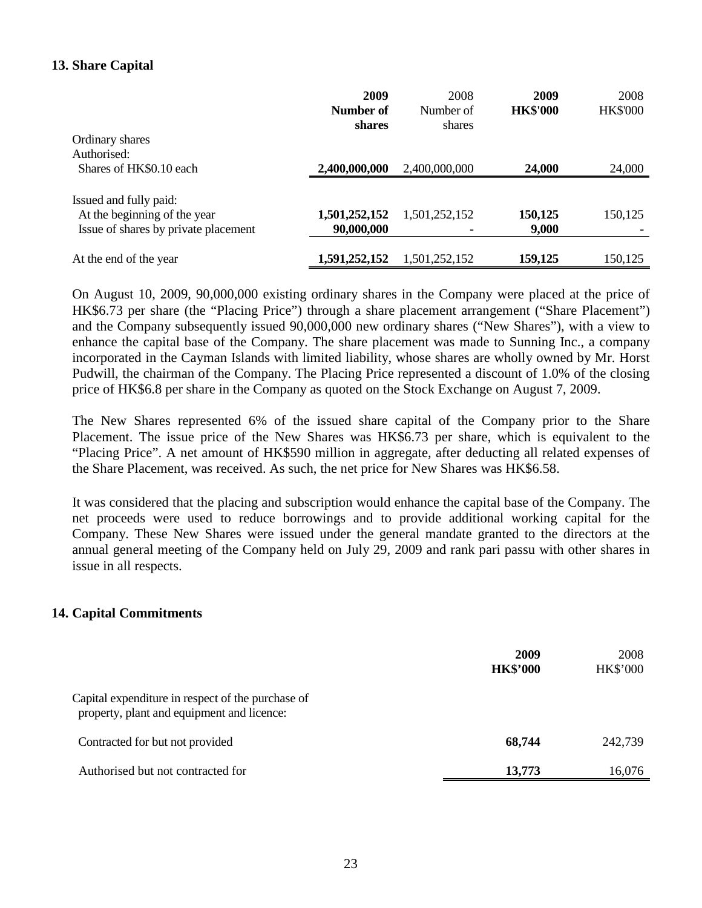## 13. Share Capital

| | 2009 Number of shares | 2008 Number of shares | 2009 HK$'000 | 2008 HK$'000 |
|---|---|---|---|---|
| Ordinary shares | | | | |
| Authorised: | | | | |
| Shares of HK$0.10 each | **2,400,000,000** | 2,400,000,000 | **24,000** | 24,000 |
| Issued and fully paid: | | | | |
| At the beginning of the year | **1,501,252,152** | 1,501,252,152 | **150,125** | 150,125 |
| Issue of shares by private placement | **90,000,000** | - | **9,000** | - |
| At the end of the year | **1,591,252,152** | 1,501,252,152 | **159,125** | 150,125 |

On August 10, 2009, 90,000,000 existing ordinary shares in the Company were placed at the price of HK$6.73 per share (the "Placing Price") through a share placement arrangement ("Share Placement") and the Company subsequently issued 90,000,000 new ordinary shares ("New Shares"), with a view to enhance the capital base of the Company. The share placement was made to Sunning Inc., a company incorporated in the Cayman Islands with limited liability, whose shares are wholly owned by Mr. Horst Pudwill, the chairman of the Company. The Placing Price represented a discount of 1.0% of the closing price of HK$6.8 per share in the Company as quoted on the Stock Exchange on August 7, 2009.

The New Shares represented 6% of the issued share capital of the Company prior to the Share Placement. The issue price of the New Shares was HK$6.73 per share, which is equivalent to the "Placing Price". A net amount of HK$590 million in aggregate, after deducting all related expenses of the Share Placement, was received. As such, the net price for New Shares was HK$6.58.

It was considered that the placing and subscription would enhance the capital base of the Company. The net proceeds were used to reduce borrowings and to provide additional working capital for the Company. These New Shares were issued under the general mandate granted to the directors at the annual general meeting of the Company held on July 29, 2009 and rank pari passu with other shares in issue in all respects.

## 14. Capital Commitments

| | 2009 HK$'000 | 2008 HK$'000 |
|---|---|---|
| Capital expenditure in respect of the purchase of property, plant and equipment and licence: | | |
| Contracted for but not provided | **68,744** | 242,739 |
| Authorised but not contracted for | **13,773** | 16,076 |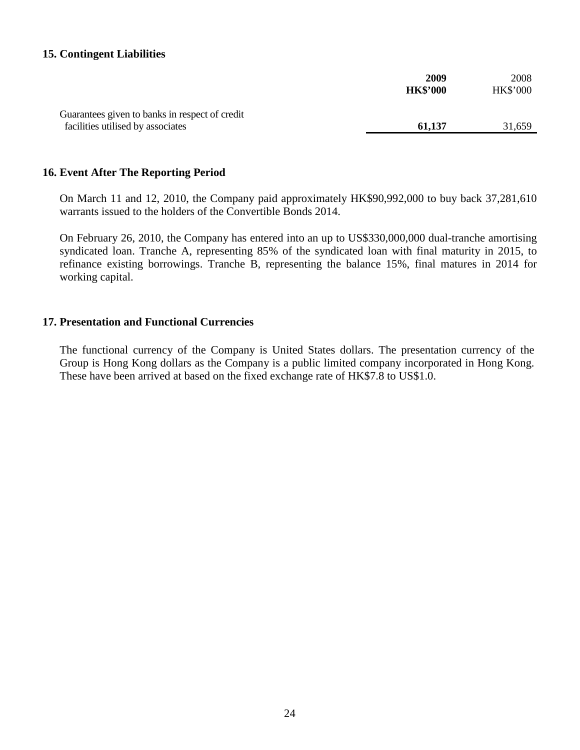## 15. Contingent Liabilities

| | **2009** | 2008 |
|---|---|---|
| | **HK$'000** | HK$'000 |
| Guarantees given to banks in respect of credit facilities utilised by associates | **61,137** | 31,659 |

## 16. Event After The Reporting Period

On March 11 and 12, 2010, the Company paid approximately HK$90,992,000 to buy back 37,281,610 warrants issued to the holders of the Convertible Bonds 2014.

On February 26, 2010, the Company has entered into an up to US$330,000,000 dual-tranche amortising syndicated loan. Tranche A, representing 85% of the syndicated loan with final maturity in 2015, to refinance existing borrowings. Tranche B, representing the balance 15%, final matures in 2014 for working capital.

## 17. Presentation and Functional Currencies

The functional currency of the Company is United States dollars. The presentation currency of the Group is Hong Kong dollars as the Company is a public limited company incorporated in Hong Kong. These have been arrived at based on the fixed exchange rate of HK$7.8 to US$1.0.